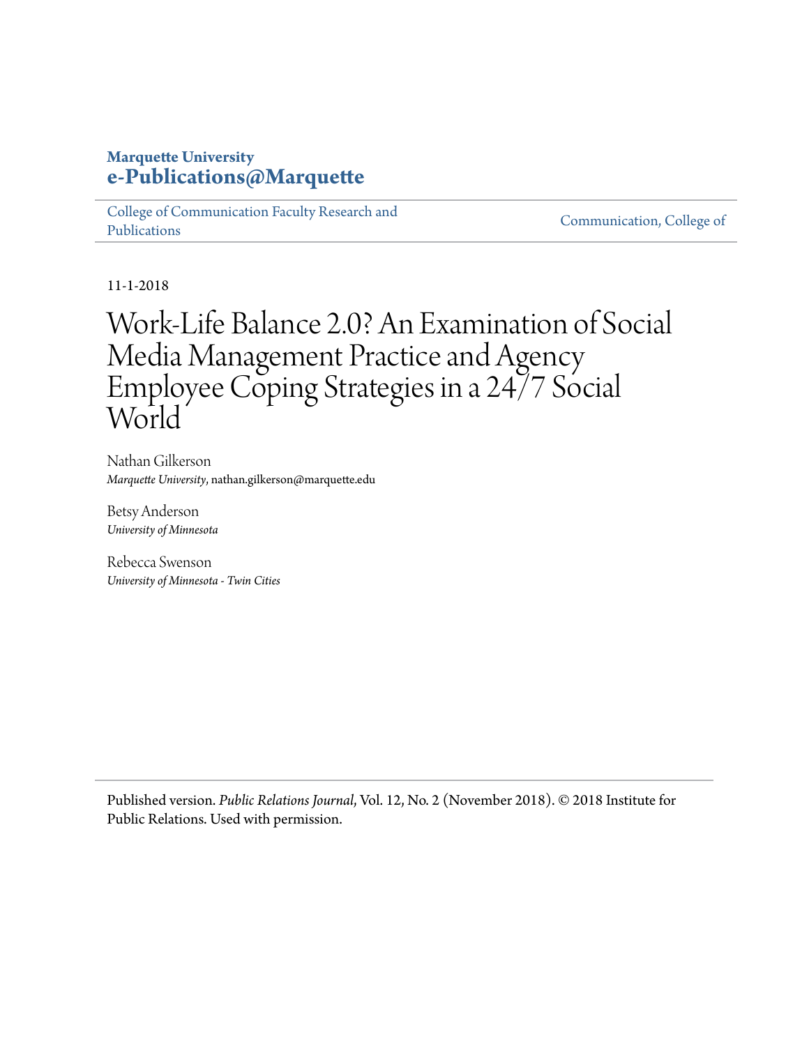**Marquette University**
**e-Publications@Marquette**

College of Communication Faculty Research and Publications | Communication, College of

11-1-2018

# Work-Life Balance 2.0? An Examination of Social Media Management Practice and Agency Employee Coping Strategies in a 24/7 Social World

Nathan Gilkerson
*Marquette University*, nathan.gilkerson@marquette.edu

Betsy Anderson
*University of Minnesota*

Rebecca Swenson
*University of Minnesota - Twin Cities*

Published version. *Public Relations Journal*, Vol. 12, No. 2 (November 2018). © 2018 Institute for Public Relations. Used with permission.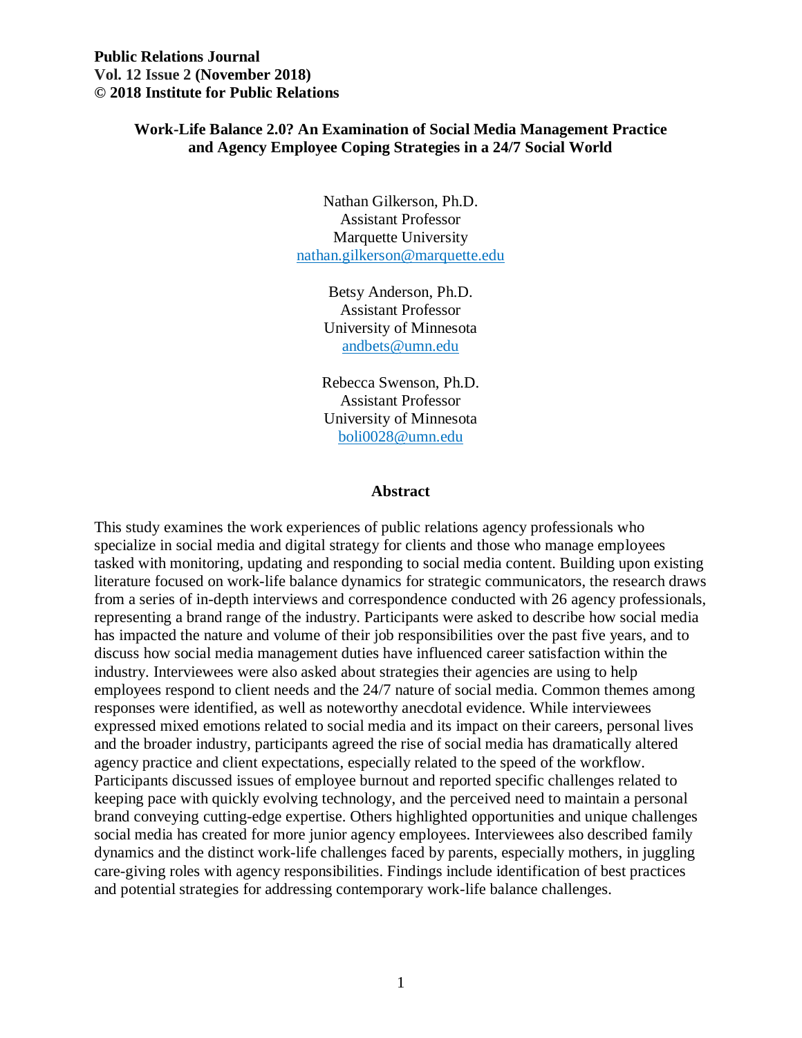Public Relations Journal
Vol. 12 Issue 2 (November 2018)
© 2018 Institute for Public Relations

# Work-Life Balance 2.0? An Examination of Social Media Management Practice and Agency Employee Coping Strategies in a 24/7 Social World

Nathan Gilkerson, Ph.D.
Assistant Professor
Marquette University
nathan.gilkerson@marquette.edu

Betsy Anderson, Ph.D.
Assistant Professor
University of Minnesota
andbets@umn.edu

Rebecca Swenson, Ph.D.
Assistant Professor
University of Minnesota
boli0028@umn.edu

## Abstract

This study examines the work experiences of public relations agency professionals who specialize in social media and digital strategy for clients and those who manage employees tasked with monitoring, updating and responding to social media content. Building upon existing literature focused on work-life balance dynamics for strategic communicators, the research draws from a series of in-depth interviews and correspondence conducted with 26 agency professionals, representing a brand range of the industry. Participants were asked to describe how social media has impacted the nature and volume of their job responsibilities over the past five years, and to discuss how social media management duties have influenced career satisfaction within the industry. Interviewees were also asked about strategies their agencies are using to help employees respond to client needs and the 24/7 nature of social media. Common themes among responses were identified, as well as noteworthy anecdotal evidence. While interviewees expressed mixed emotions related to social media and its impact on their careers, personal lives and the broader industry, participants agreed the rise of social media has dramatically altered agency practice and client expectations, especially related to the speed of the workflow. Participants discussed issues of employee burnout and reported specific challenges related to keeping pace with quickly evolving technology, and the perceived need to maintain a personal brand conveying cutting-edge expertise. Others highlighted opportunities and unique challenges social media has created for more junior agency employees. Interviewees also described family dynamics and the distinct work-life challenges faced by parents, especially mothers, in juggling care-giving roles with agency responsibilities. Findings include identification of best practices and potential strategies for addressing contemporary work-life balance challenges.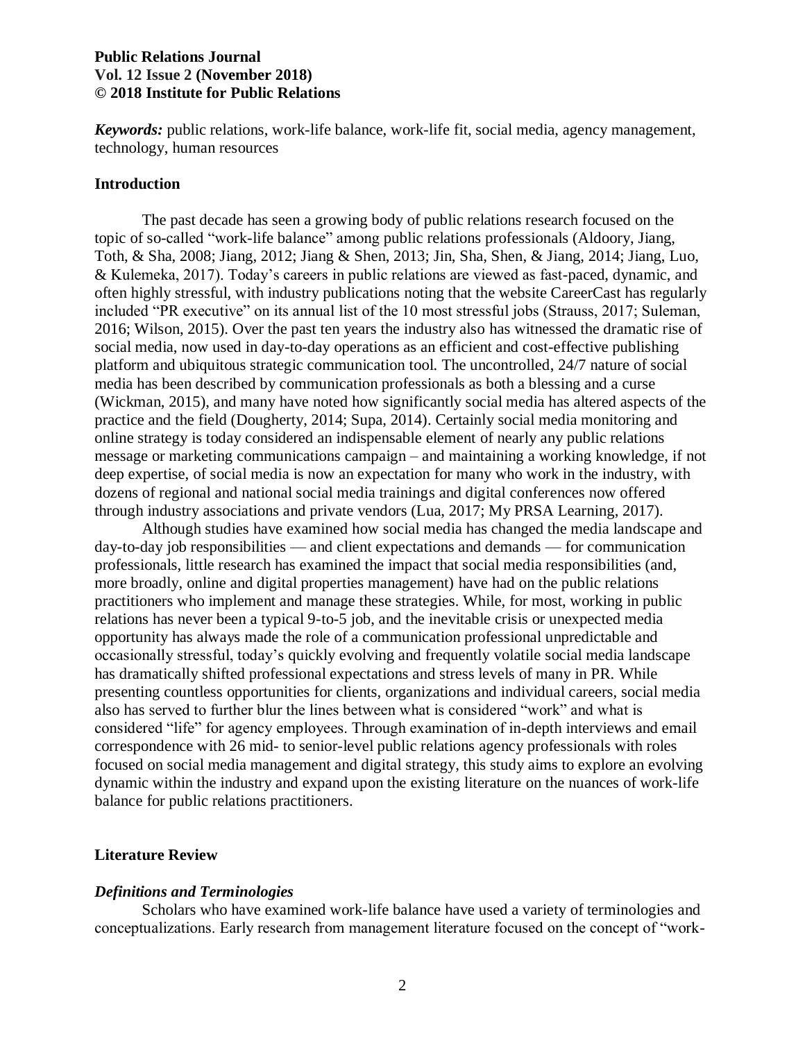*Keywords:* public relations, work-life balance, work-life fit, social media, agency management, technology, human resources

## Introduction

The past decade has seen a growing body of public relations research focused on the topic of so-called "work-life balance" among public relations professionals (Aldoory, Jiang, Toth, & Sha, 2008; Jiang, 2012; Jiang & Shen, 2013; Jin, Sha, Shen, & Jiang, 2014; Jiang, Luo, & Kulemeka, 2017). Today's careers in public relations are viewed as fast-paced, dynamic, and often highly stressful, with industry publications noting that the website CareerCast has regularly included "PR executive" on its annual list of the 10 most stressful jobs (Strauss, 2017; Suleman, 2016; Wilson, 2015). Over the past ten years the industry also has witnessed the dramatic rise of social media, now used in day-to-day operations as an efficient and cost-effective publishing platform and ubiquitous strategic communication tool. The uncontrolled, 24/7 nature of social media has been described by communication professionals as both a blessing and a curse (Wickman, 2015), and many have noted how significantly social media has altered aspects of the practice and the field (Dougherty, 2014; Supa, 2014). Certainly social media monitoring and online strategy is today considered an indispensable element of nearly any public relations message or marketing communications campaign – and maintaining a working knowledge, if not deep expertise, of social media is now an expectation for many who work in the industry, with dozens of regional and national social media trainings and digital conferences now offered through industry associations and private vendors (Lua, 2017; My PRSA Learning, 2017).

Although studies have examined how social media has changed the media landscape and day-to-day job responsibilities — and client expectations and demands — for communication professionals, little research has examined the impact that social media responsibilities (and, more broadly, online and digital properties management) have had on the public relations practitioners who implement and manage these strategies. While, for most, working in public relations has never been a typical 9-to-5 job, and the inevitable crisis or unexpected media opportunity has always made the role of a communication professional unpredictable and occasionally stressful, today's quickly evolving and frequently volatile social media landscape has dramatically shifted professional expectations and stress levels of many in PR. While presenting countless opportunities for clients, organizations and individual careers, social media also has served to further blur the lines between what is considered "work" and what is considered "life" for agency employees. Through examination of in-depth interviews and email correspondence with 26 mid- to senior-level public relations agency professionals with roles focused on social media management and digital strategy, this study aims to explore an evolving dynamic within the industry and expand upon the existing literature on the nuances of work-life balance for public relations practitioners.

## Literature Review

### *Definitions and Terminologies*

Scholars who have examined work-life balance have used a variety of terminologies and conceptualizations. Early research from management literature focused on the concept of "work-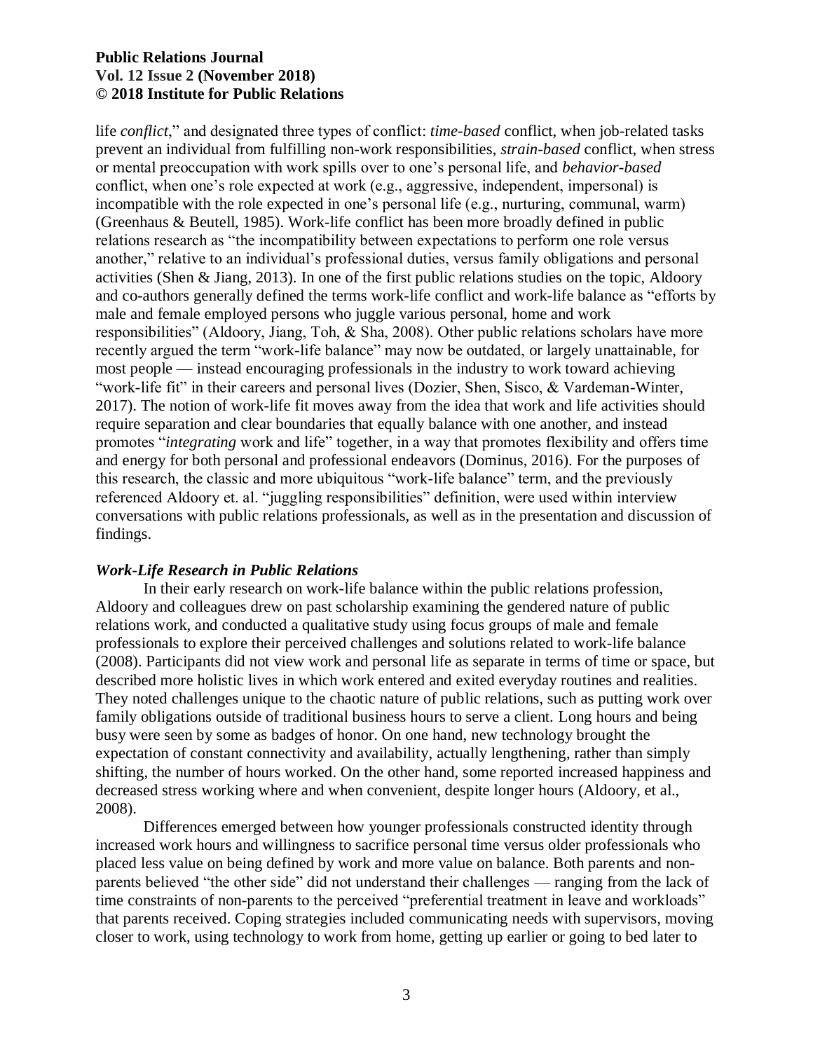life *conflict*," and designated three types of conflict: *time-based* conflict, when job-related tasks prevent an individual from fulfilling non-work responsibilities, *strain-based* conflict, when stress or mental preoccupation with work spills over to one's personal life, and *behavior-based* conflict, when one's role expected at work (e.g., aggressive, independent, impersonal) is incompatible with the role expected in one's personal life (e.g., nurturing, communal, warm) (Greenhaus & Beutell, 1985). Work-life conflict has been more broadly defined in public relations research as "the incompatibility between expectations to perform one role versus another," relative to an individual's professional duties, versus family obligations and personal activities (Shen & Jiang, 2013). In one of the first public relations studies on the topic, Aldoory and co-authors generally defined the terms work-life conflict and work-life balance as "efforts by male and female employed persons who juggle various personal, home and work responsibilities" (Aldoory, Jiang, Toh, & Sha, 2008). Other public relations scholars have more recently argued the term "work-life balance" may now be outdated, or largely unattainable, for most people — instead encouraging professionals in the industry to work toward achieving "work-life fit" in their careers and personal lives (Dozier, Shen, Sisco, & Vardeman-Winter, 2017). The notion of work-life fit moves away from the idea that work and life activities should require separation and clear boundaries that equally balance with one another, and instead promotes "*integrating* work and life" together, in a way that promotes flexibility and offers time and energy for both personal and professional endeavors (Dominus, 2016). For the purposes of this research, the classic and more ubiquitous "work-life balance" term, and the previously referenced Aldoory et. al. "juggling responsibilities" definition, were used within interview conversations with public relations professionals, as well as in the presentation and discussion of findings.

### *Work-Life Research in Public Relations*

In their early research on work-life balance within the public relations profession, Aldoory and colleagues drew on past scholarship examining the gendered nature of public relations work, and conducted a qualitative study using focus groups of male and female professionals to explore their perceived challenges and solutions related to work-life balance (2008). Participants did not view work and personal life as separate in terms of time or space, but described more holistic lives in which work entered and exited everyday routines and realities. They noted challenges unique to the chaotic nature of public relations, such as putting work over family obligations outside of traditional business hours to serve a client. Long hours and being busy were seen by some as badges of honor. On one hand, new technology brought the expectation of constant connectivity and availability, actually lengthening, rather than simply shifting, the number of hours worked. On the other hand, some reported increased happiness and decreased stress working where and when convenient, despite longer hours (Aldoory, et al., 2008).

Differences emerged between how younger professionals constructed identity through increased work hours and willingness to sacrifice personal time versus older professionals who placed less value on being defined by work and more value on balance. Both parents and non-parents believed "the other side" did not understand their challenges — ranging from the lack of time constraints of non-parents to the perceived "preferential treatment in leave and workloads" that parents received. Coping strategies included communicating needs with supervisors, moving closer to work, using technology to work from home, getting up earlier or going to bed later to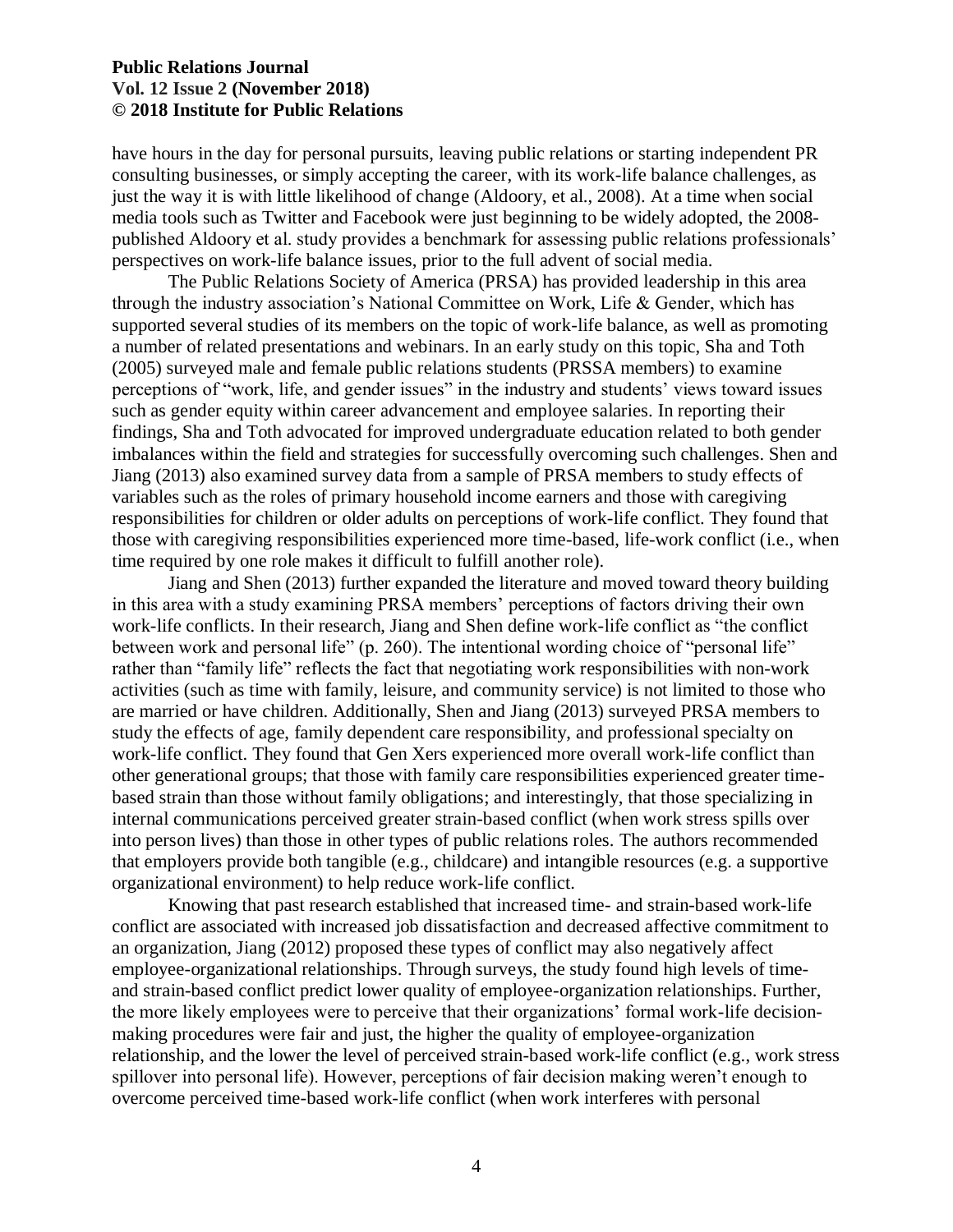have hours in the day for personal pursuits, leaving public relations or starting independent PR consulting businesses, or simply accepting the career, with its work-life balance challenges, as just the way it is with little likelihood of change (Aldoory, et al., 2008). At a time when social media tools such as Twitter and Facebook were just beginning to be widely adopted, the 2008-published Aldoory et al. study provides a benchmark for assessing public relations professionals' perspectives on work-life balance issues, prior to the full advent of social media.

The Public Relations Society of America (PRSA) has provided leadership in this area through the industry association's National Committee on Work, Life & Gender, which has supported several studies of its members on the topic of work-life balance, as well as promoting a number of related presentations and webinars. In an early study on this topic, Sha and Toth (2005) surveyed male and female public relations students (PRSSA members) to examine perceptions of "work, life, and gender issues" in the industry and students' views toward issues such as gender equity within career advancement and employee salaries. In reporting their findings, Sha and Toth advocated for improved undergraduate education related to both gender imbalances within the field and strategies for successfully overcoming such challenges. Shen and Jiang (2013) also examined survey data from a sample of PRSA members to study effects of variables such as the roles of primary household income earners and those with caregiving responsibilities for children or older adults on perceptions of work-life conflict. They found that those with caregiving responsibilities experienced more time-based, life-work conflict (i.e., when time required by one role makes it difficult to fulfill another role).

Jiang and Shen (2013) further expanded the literature and moved toward theory building in this area with a study examining PRSA members' perceptions of factors driving their own work-life conflicts. In their research, Jiang and Shen define work-life conflict as "the conflict between work and personal life" (p. 260). The intentional wording choice of "personal life" rather than "family life" reflects the fact that negotiating work responsibilities with non-work activities (such as time with family, leisure, and community service) is not limited to those who are married or have children. Additionally, Shen and Jiang (2013) surveyed PRSA members to study the effects of age, family dependent care responsibility, and professional specialty on work-life conflict. They found that Gen Xers experienced more overall work-life conflict than other generational groups; that those with family care responsibilities experienced greater time-based strain than those without family obligations; and interestingly, that those specializing in internal communications perceived greater strain-based conflict (when work stress spills over into person lives) than those in other types of public relations roles. The authors recommended that employers provide both tangible (e.g., childcare) and intangible resources (e.g. a supportive organizational environment) to help reduce work-life conflict.

Knowing that past research established that increased time- and strain-based work-life conflict are associated with increased job dissatisfaction and decreased affective commitment to an organization, Jiang (2012) proposed these types of conflict may also negatively affect employee-organizational relationships. Through surveys, the study found high levels of time- and strain-based conflict predict lower quality of employee-organization relationships. Further, the more likely employees were to perceive that their organizations' formal work-life decision-making procedures were fair and just, the higher the quality of employee-organization relationship, and the lower the level of perceived strain-based work-life conflict (e.g., work stress spillover into personal life). However, perceptions of fair decision making weren't enough to overcome perceived time-based work-life conflict (when work interferes with personal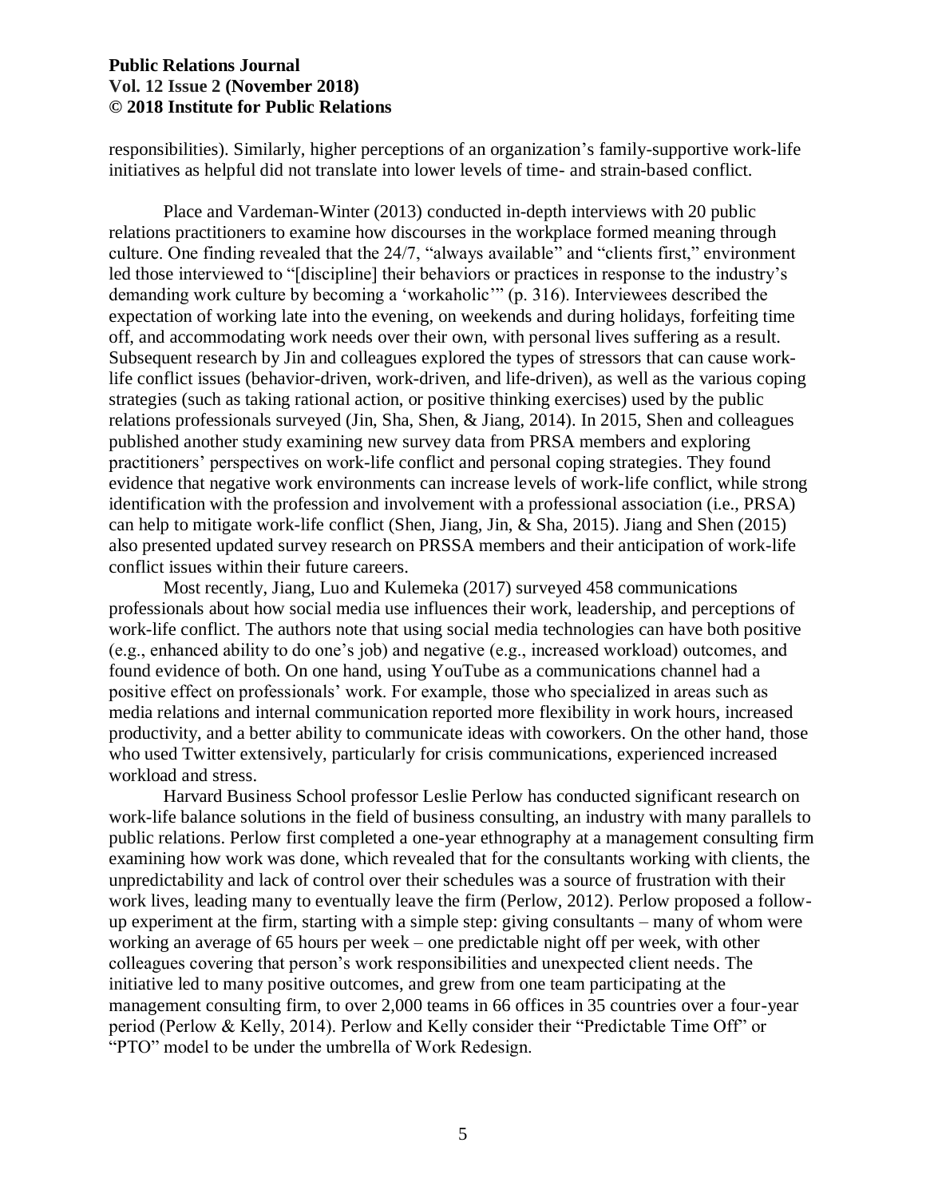responsibilities). Similarly, higher perceptions of an organization's family-supportive work-life initiatives as helpful did not translate into lower levels of time- and strain-based conflict.

Place and Vardeman-Winter (2013) conducted in-depth interviews with 20 public relations practitioners to examine how discourses in the workplace formed meaning through culture. One finding revealed that the 24/7, "always available" and "clients first," environment led those interviewed to "[discipline] their behaviors or practices in response to the industry's demanding work culture by becoming a 'workaholic'" (p. 316). Interviewees described the expectation of working late into the evening, on weekends and during holidays, forfeiting time off, and accommodating work needs over their own, with personal lives suffering as a result. Subsequent research by Jin and colleagues explored the types of stressors that can cause work-life conflict issues (behavior-driven, work-driven, and life-driven), as well as the various coping strategies (such as taking rational action, or positive thinking exercises) used by the public relations professionals surveyed (Jin, Sha, Shen, & Jiang, 2014). In 2015, Shen and colleagues published another study examining new survey data from PRSA members and exploring practitioners' perspectives on work-life conflict and personal coping strategies. They found evidence that negative work environments can increase levels of work-life conflict, while strong identification with the profession and involvement with a professional association (i.e., PRSA) can help to mitigate work-life conflict (Shen, Jiang, Jin, & Sha, 2015). Jiang and Shen (2015) also presented updated survey research on PRSSA members and their anticipation of work-life conflict issues within their future careers.

Most recently, Jiang, Luo and Kulemeka (2017) surveyed 458 communications professionals about how social media use influences their work, leadership, and perceptions of work-life conflict. The authors note that using social media technologies can have both positive (e.g., enhanced ability to do one's job) and negative (e.g., increased workload) outcomes, and found evidence of both. On one hand, using YouTube as a communications channel had a positive effect on professionals' work. For example, those who specialized in areas such as media relations and internal communication reported more flexibility in work hours, increased productivity, and a better ability to communicate ideas with coworkers. On the other hand, those who used Twitter extensively, particularly for crisis communications, experienced increased workload and stress.

Harvard Business School professor Leslie Perlow has conducted significant research on work-life balance solutions in the field of business consulting, an industry with many parallels to public relations. Perlow first completed a one-year ethnography at a management consulting firm examining how work was done, which revealed that for the consultants working with clients, the unpredictability and lack of control over their schedules was a source of frustration with their work lives, leading many to eventually leave the firm (Perlow, 2012). Perlow proposed a follow-up experiment at the firm, starting with a simple step: giving consultants – many of whom were working an average of 65 hours per week – one predictable night off per week, with other colleagues covering that person's work responsibilities and unexpected client needs. The initiative led to many positive outcomes, and grew from one team participating at the management consulting firm, to over 2,000 teams in 66 offices in 35 countries over a four-year period (Perlow & Kelly, 2014). Perlow and Kelly consider their "Predictable Time Off" or "PTO" model to be under the umbrella of Work Redesign.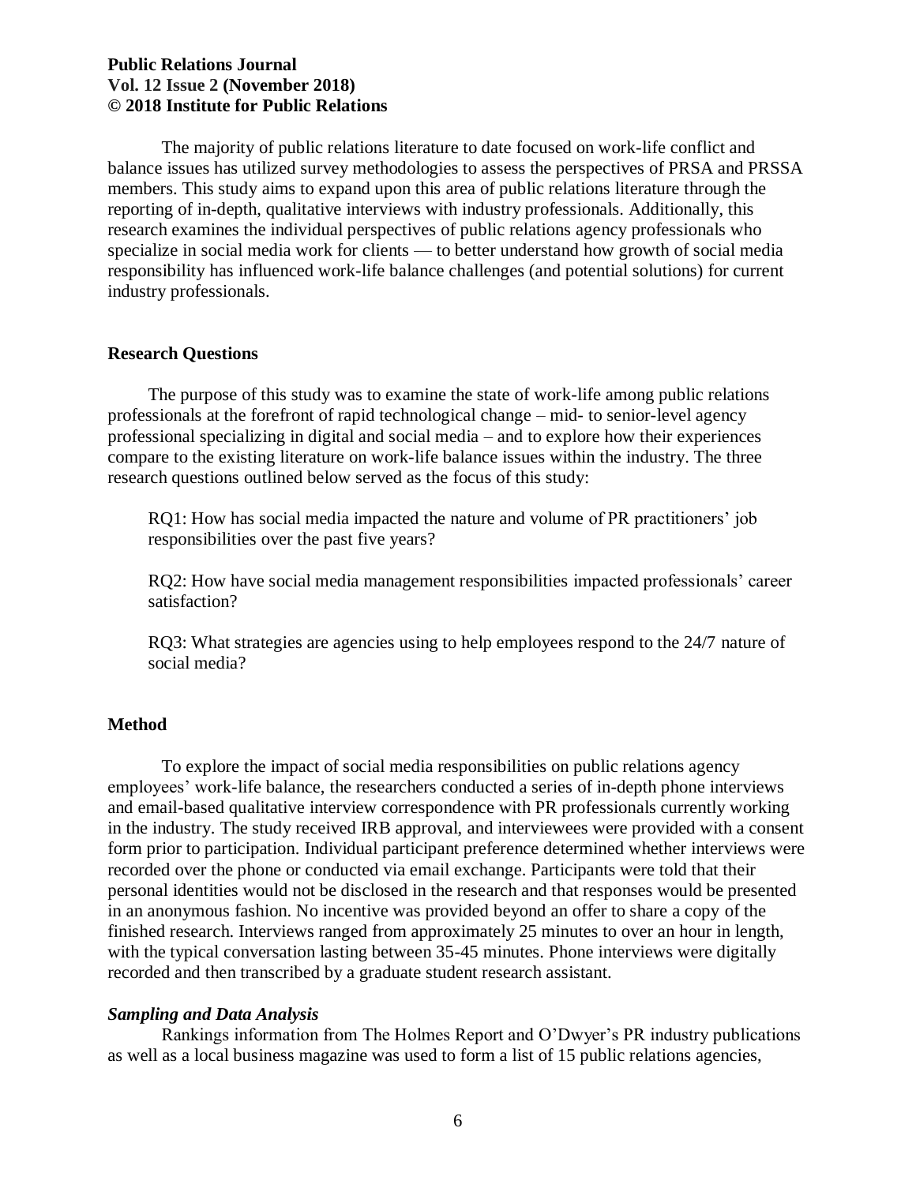The majority of public relations literature to date focused on work-life conflict and balance issues has utilized survey methodologies to assess the perspectives of PRSA and PRSSA members. This study aims to expand upon this area of public relations literature through the reporting of in-depth, qualitative interviews with industry professionals. Additionally, this research examines the individual perspectives of public relations agency professionals who specialize in social media work for clients — to better understand how growth of social media responsibility has influenced work-life balance challenges (and potential solutions) for current industry professionals.

## Research Questions

The purpose of this study was to examine the state of work-life among public relations professionals at the forefront of rapid technological change – mid- to senior-level agency professional specializing in digital and social media – and to explore how their experiences compare to the existing literature on work-life balance issues within the industry. The three research questions outlined below served as the focus of this study:

> RQ1: How has social media impacted the nature and volume of PR practitioners' job responsibilities over the past five years?
>
> RQ2: How have social media management responsibilities impacted professionals' career satisfaction?
>
> RQ3: What strategies are agencies using to help employees respond to the 24/7 nature of social media?

## Method

To explore the impact of social media responsibilities on public relations agency employees' work-life balance, the researchers conducted a series of in-depth phone interviews and email-based qualitative interview correspondence with PR professionals currently working in the industry. The study received IRB approval, and interviewees were provided with a consent form prior to participation. Individual participant preference determined whether interviews were recorded over the phone or conducted via email exchange. Participants were told that their personal identities would not be disclosed in the research and that responses would be presented in an anonymous fashion. No incentive was provided beyond an offer to share a copy of the finished research. Interviews ranged from approximately 25 minutes to over an hour in length, with the typical conversation lasting between 35-45 minutes. Phone interviews were digitally recorded and then transcribed by a graduate student research assistant.

### *Sampling and Data Analysis*

Rankings information from The Holmes Report and O'Dwyer's PR industry publications as well as a local business magazine was used to form a list of 15 public relations agencies,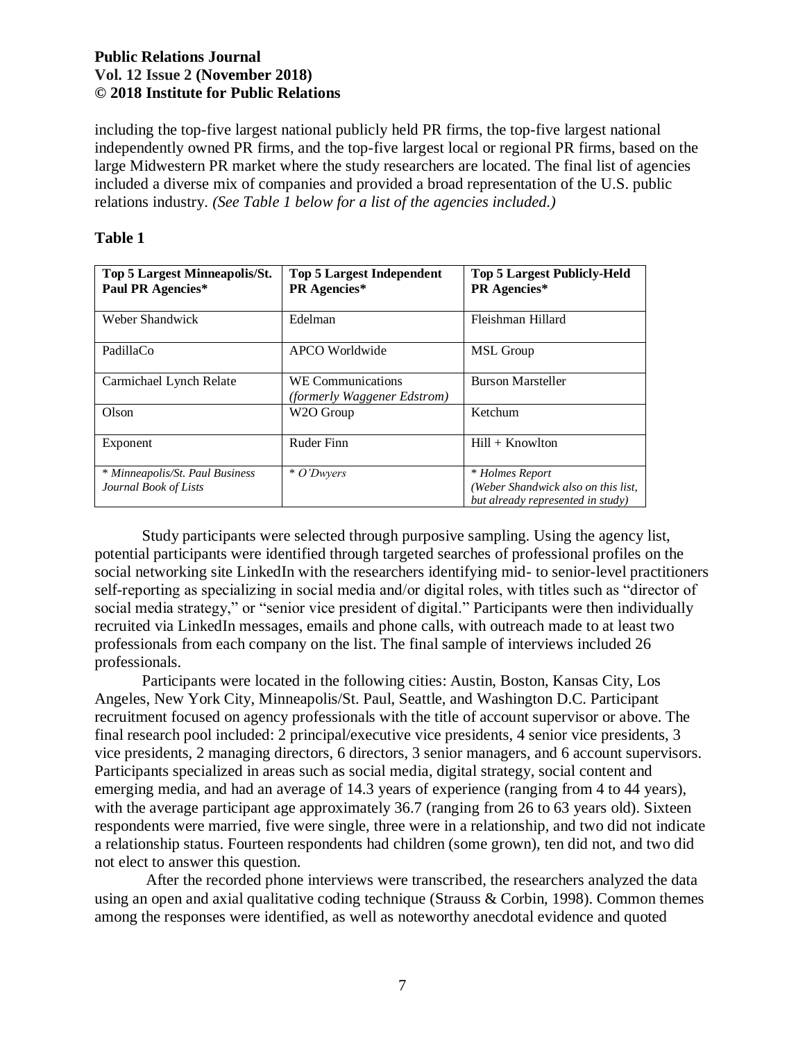including the top-five largest national publicly held PR firms, the top-five largest national independently owned PR firms, and the top-five largest local or regional PR firms, based on the large Midwestern PR market where the study researchers are located. The final list of agencies included a diverse mix of companies and provided a broad representation of the U.S. public relations industry. *(See Table 1 below for a list of the agencies included.)*

**Table 1**

| **Top 5 Largest Minneapolis/St. Paul PR Agencies*** | **Top 5 Largest Independent PR Agencies*** | **Top 5 Largest Publicly-Held PR Agencies*** |
|---|---|---|
| Weber Shandwick | Edelman | Fleishman Hillard |
| PadillaCo | APCO Worldwide | MSL Group |
| Carmichael Lynch Relate | WE Communications *(formerly Waggener Edstrom)* | Burson Marsteller |
| Olson | W2O Group | Ketchum |
| Exponent | Ruder Finn | Hill + Knowlton |
| *\* Minneapolis/St. Paul Business Journal Book of Lists* | *\* O'Dwyers* | *\* Holmes Report (Weber Shandwick also on this list, but already represented in study)* |

Study participants were selected through purposive sampling. Using the agency list, potential participants were identified through targeted searches of professional profiles on the social networking site LinkedIn with the researchers identifying mid- to senior-level practitioners self-reporting as specializing in social media and/or digital roles, with titles such as "director of social media strategy," or "senior vice president of digital." Participants were then individually recruited via LinkedIn messages, emails and phone calls, with outreach made to at least two professionals from each company on the list. The final sample of interviews included 26 professionals.

Participants were located in the following cities: Austin, Boston, Kansas City, Los Angeles, New York City, Minneapolis/St. Paul, Seattle, and Washington D.C. Participant recruitment focused on agency professionals with the title of account supervisor or above. The final research pool included: 2 principal/executive vice presidents, 4 senior vice presidents, 3 vice presidents, 2 managing directors, 6 directors, 3 senior managers, and 6 account supervisors. Participants specialized in areas such as social media, digital strategy, social content and emerging media, and had an average of 14.3 years of experience (ranging from 4 to 44 years), with the average participant age approximately 36.7 (ranging from 26 to 63 years old). Sixteen respondents were married, five were single, three were in a relationship, and two did not indicate a relationship status. Fourteen respondents had children (some grown), ten did not, and two did not elect to answer this question.

After the recorded phone interviews were transcribed, the researchers analyzed the data using an open and axial qualitative coding technique (Strauss & Corbin, 1998). Common themes among the responses were identified, as well as noteworthy anecdotal evidence and quoted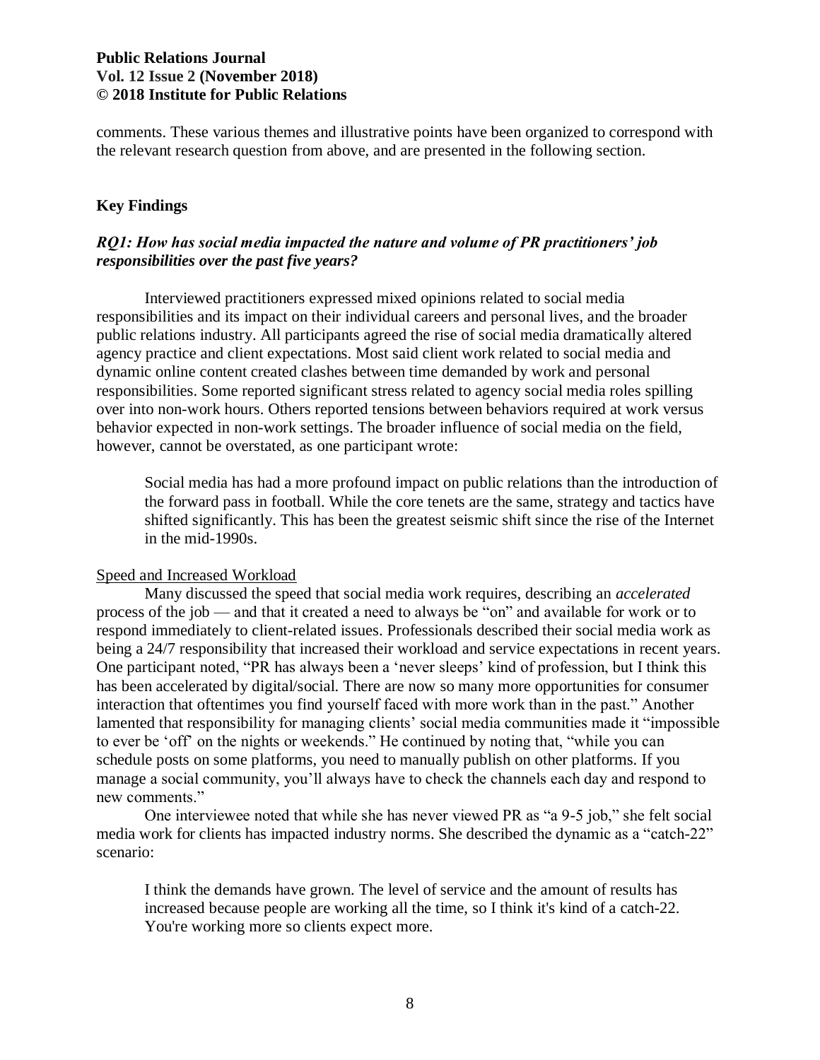comments. These various themes and illustrative points have been organized to correspond with the relevant research question from above, and are presented in the following section.

## Key Findings

### *RQ1: How has social media impacted the nature and volume of PR practitioners' job responsibilities over the past five years?*

Interviewed practitioners expressed mixed opinions related to social media responsibilities and its impact on their individual careers and personal lives, and the broader public relations industry. All participants agreed the rise of social media dramatically altered agency practice and client expectations. Most said client work related to social media and dynamic online content created clashes between time demanded by work and personal responsibilities. Some reported significant stress related to agency social media roles spilling over into non-work hours. Others reported tensions between behaviors required at work versus behavior expected in non-work settings. The broader influence of social media on the field, however, cannot be overstated, as one participant wrote:

> Social media has had a more profound impact on public relations than the introduction of the forward pass in football. While the core tenets are the same, strategy and tactics have shifted significantly. This has been the greatest seismic shift since the rise of the Internet in the mid-1990s.

<u>Speed and Increased Workload</u>

Many discussed the speed that social media work requires, describing an *accelerated* process of the job — and that it created a need to always be "on" and available for work or to respond immediately to client-related issues. Professionals described their social media work as being a 24/7 responsibility that increased their workload and service expectations in recent years. One participant noted, "PR has always been a 'never sleeps' kind of profession, but I think this has been accelerated by digital/social. There are now so many more opportunities for consumer interaction that oftentimes you find yourself faced with more work than in the past." Another lamented that responsibility for managing clients' social media communities made it "impossible to ever be 'off' on the nights or weekends." He continued by noting that, "while you can schedule posts on some platforms, you need to manually publish on other platforms. If you manage a social community, you'll always have to check the channels each day and respond to new comments."

One interviewee noted that while she has never viewed PR as "a 9-5 job," she felt social media work for clients has impacted industry norms. She described the dynamic as a "catch-22" scenario:

> I think the demands have grown. The level of service and the amount of results has increased because people are working all the time, so I think it's kind of a catch-22. You're working more so clients expect more.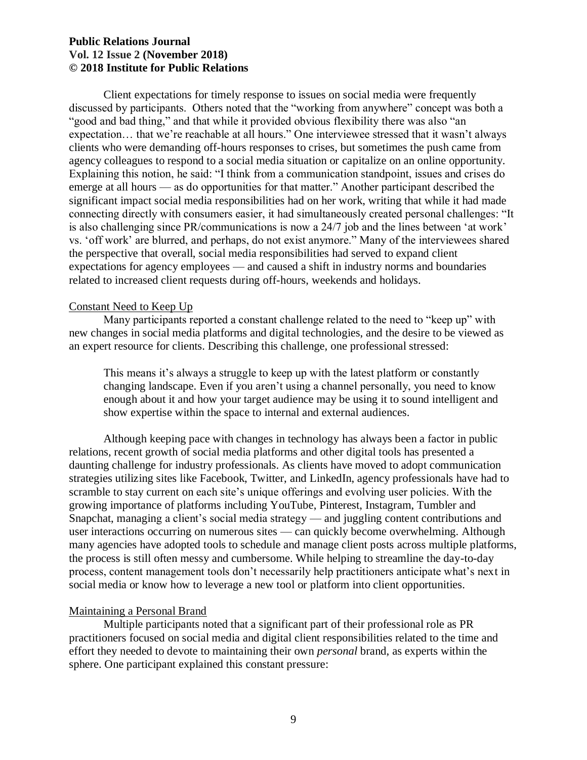Client expectations for timely response to issues on social media were frequently discussed by participants. Others noted that the "working from anywhere" concept was both a "good and bad thing," and that while it provided obvious flexibility there was also "an expectation… that we're reachable at all hours." One interviewee stressed that it wasn't always clients who were demanding off-hours responses to crises, but sometimes the push came from agency colleagues to respond to a social media situation or capitalize on an online opportunity. Explaining this notion, he said: "I think from a communication standpoint, issues and crises do emerge at all hours — as do opportunities for that matter." Another participant described the significant impact social media responsibilities had on her work, writing that while it had made connecting directly with consumers easier, it had simultaneously created personal challenges: "It is also challenging since PR/communications is now a 24/7 job and the lines between 'at work' vs. 'off work' are blurred, and perhaps, do not exist anymore." Many of the interviewees shared the perspective that overall, social media responsibilities had served to expand client expectations for agency employees — and caused a shift in industry norms and boundaries related to increased client requests during off-hours, weekends and holidays.

Constant Need to Keep Up

Many participants reported a constant challenge related to the need to "keep up" with new changes in social media platforms and digital technologies, and the desire to be viewed as an expert resource for clients. Describing this challenge, one professional stressed:

> This means it's always a struggle to keep up with the latest platform or constantly changing landscape. Even if you aren't using a channel personally, you need to know enough about it and how your target audience may be using it to sound intelligent and show expertise within the space to internal and external audiences.

Although keeping pace with changes in technology has always been a factor in public relations, recent growth of social media platforms and other digital tools has presented a daunting challenge for industry professionals. As clients have moved to adopt communication strategies utilizing sites like Facebook, Twitter, and LinkedIn, agency professionals have had to scramble to stay current on each site's unique offerings and evolving user policies. With the growing importance of platforms including YouTube, Pinterest, Instagram, Tumbler and Snapchat, managing a client's social media strategy — and juggling content contributions and user interactions occurring on numerous sites — can quickly become overwhelming. Although many agencies have adopted tools to schedule and manage client posts across multiple platforms, the process is still often messy and cumbersome. While helping to streamline the day-to-day process, content management tools don't necessarily help practitioners anticipate what's next in social media or know how to leverage a new tool or platform into client opportunities.

Maintaining a Personal Brand

Multiple participants noted that a significant part of their professional role as PR practitioners focused on social media and digital client responsibilities related to the time and effort they needed to devote to maintaining their own *personal* brand, as experts within the sphere. One participant explained this constant pressure: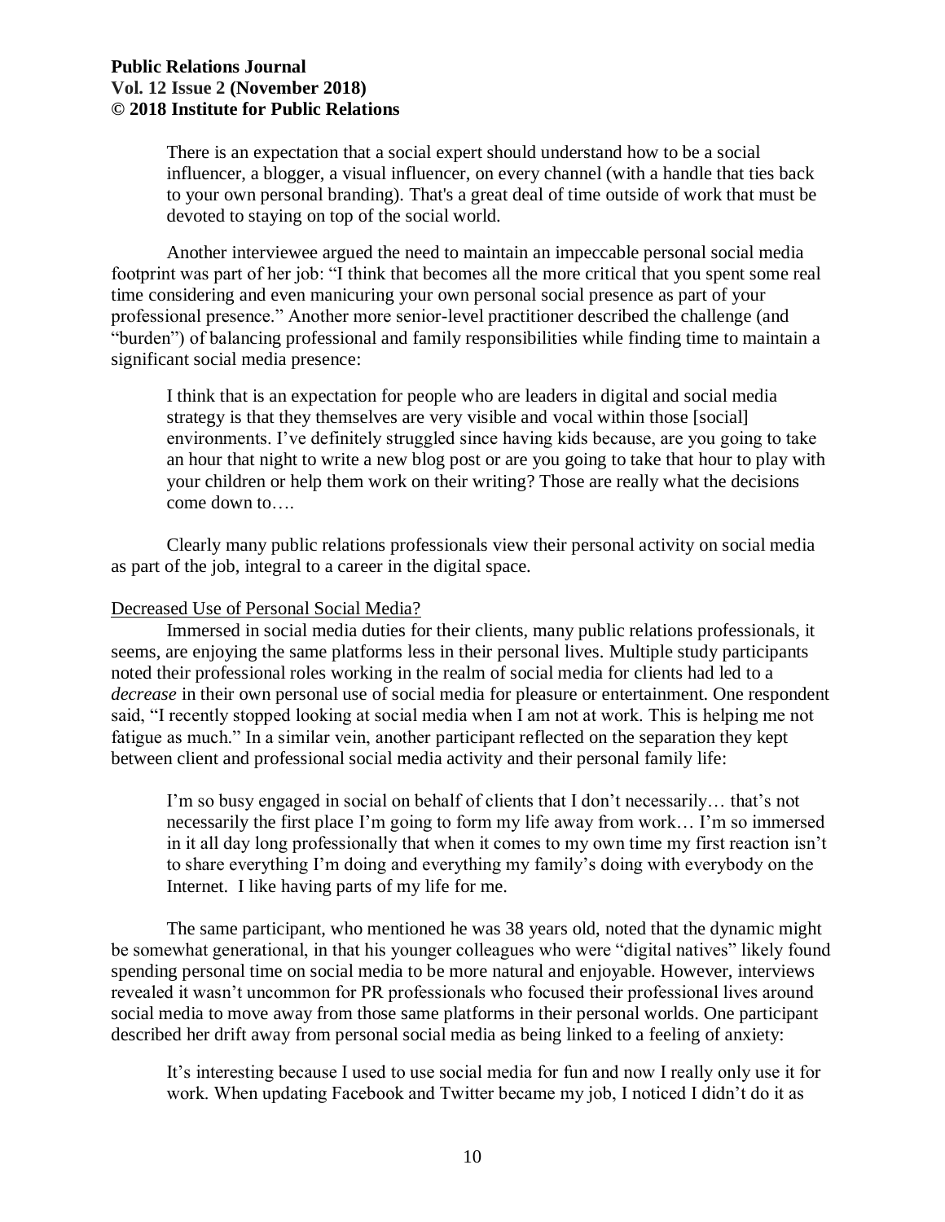> There is an expectation that a social expert should understand how to be a social influencer, a blogger, a visual influencer, on every channel (with a handle that ties back to your own personal branding). That's a great deal of time outside of work that must be devoted to staying on top of the social world.

Another interviewee argued the need to maintain an impeccable personal social media footprint was part of her job: "I think that becomes all the more critical that you spent some real time considering and even manicuring your own personal social presence as part of your professional presence." Another more senior-level practitioner described the challenge (and "burden") of balancing professional and family responsibilities while finding time to maintain a significant social media presence:

> I think that is an expectation for people who are leaders in digital and social media strategy is that they themselves are very visible and vocal within those [social] environments. I've definitely struggled since having kids because, are you going to take an hour that night to write a new blog post or are you going to take that hour to play with your children or help them work on their writing? Those are really what the decisions come down to….

Clearly many public relations professionals view their personal activity on social media as part of the job, integral to a career in the digital space.

### Decreased Use of Personal Social Media?

Immersed in social media duties for their clients, many public relations professionals, it seems, are enjoying the same platforms less in their personal lives. Multiple study participants noted their professional roles working in the realm of social media for clients had led to a *decrease* in their own personal use of social media for pleasure or entertainment. One respondent said, "I recently stopped looking at social media when I am not at work. This is helping me not fatigue as much." In a similar vein, another participant reflected on the separation they kept between client and professional social media activity and their personal family life:

> I'm so busy engaged in social on behalf of clients that I don't necessarily… that's not necessarily the first place I'm going to form my life away from work… I'm so immersed in it all day long professionally that when it comes to my own time my first reaction isn't to share everything I'm doing and everything my family's doing with everybody on the Internet. I like having parts of my life for me.

The same participant, who mentioned he was 38 years old, noted that the dynamic might be somewhat generational, in that his younger colleagues who were "digital natives" likely found spending personal time on social media to be more natural and enjoyable. However, interviews revealed it wasn't uncommon for PR professionals who focused their professional lives around social media to move away from those same platforms in their personal worlds. One participant described her drift away from personal social media as being linked to a feeling of anxiety:

> It's interesting because I used to use social media for fun and now I really only use it for work. When updating Facebook and Twitter became my job, I noticed I didn't do it as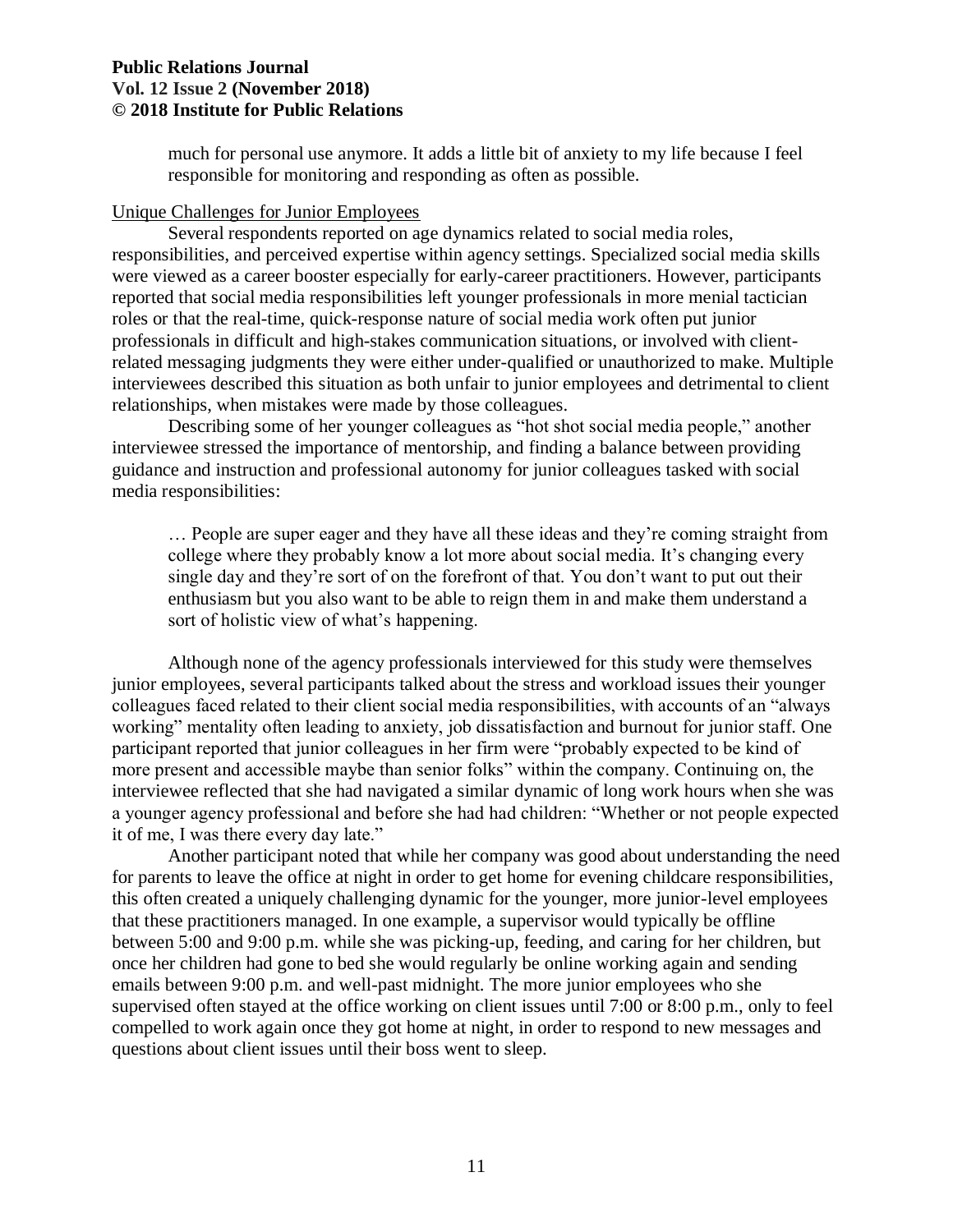> much for personal use anymore. It adds a little bit of anxiety to my life because I feel responsible for monitoring and responding as often as possible.

### Unique Challenges for Junior Employees

Several respondents reported on age dynamics related to social media roles, responsibilities, and perceived expertise within agency settings. Specialized social media skills were viewed as a career booster especially for early-career practitioners. However, participants reported that social media responsibilities left younger professionals in more menial tactician roles or that the real-time, quick-response nature of social media work often put junior professionals in difficult and high-stakes communication situations, or involved with client-related messaging judgments they were either under-qualified or unauthorized to make. Multiple interviewees described this situation as both unfair to junior employees and detrimental to client relationships, when mistakes were made by those colleagues.

Describing some of her younger colleagues as "hot shot social media people," another interviewee stressed the importance of mentorship, and finding a balance between providing guidance and instruction and professional autonomy for junior colleagues tasked with social media responsibilities:

> … People are super eager and they have all these ideas and they're coming straight from college where they probably know a lot more about social media. It's changing every single day and they're sort of on the forefront of that. You don't want to put out their enthusiasm but you also want to be able to reign them in and make them understand a sort of holistic view of what's happening.

Although none of the agency professionals interviewed for this study were themselves junior employees, several participants talked about the stress and workload issues their younger colleagues faced related to their client social media responsibilities, with accounts of an "always working" mentality often leading to anxiety, job dissatisfaction and burnout for junior staff. One participant reported that junior colleagues in her firm were "probably expected to be kind of more present and accessible maybe than senior folks" within the company. Continuing on, the interviewee reflected that she had navigated a similar dynamic of long work hours when she was a younger agency professional and before she had had children: "Whether or not people expected it of me, I was there every day late."

Another participant noted that while her company was good about understanding the need for parents to leave the office at night in order to get home for evening childcare responsibilities, this often created a uniquely challenging dynamic for the younger, more junior-level employees that these practitioners managed. In one example, a supervisor would typically be offline between 5:00 and 9:00 p.m. while she was picking-up, feeding, and caring for her children, but once her children had gone to bed she would regularly be online working again and sending emails between 9:00 p.m. and well-past midnight. The more junior employees who she supervised often stayed at the office working on client issues until 7:00 or 8:00 p.m., only to feel compelled to work again once they got home at night, in order to respond to new messages and questions about client issues until their boss went to sleep.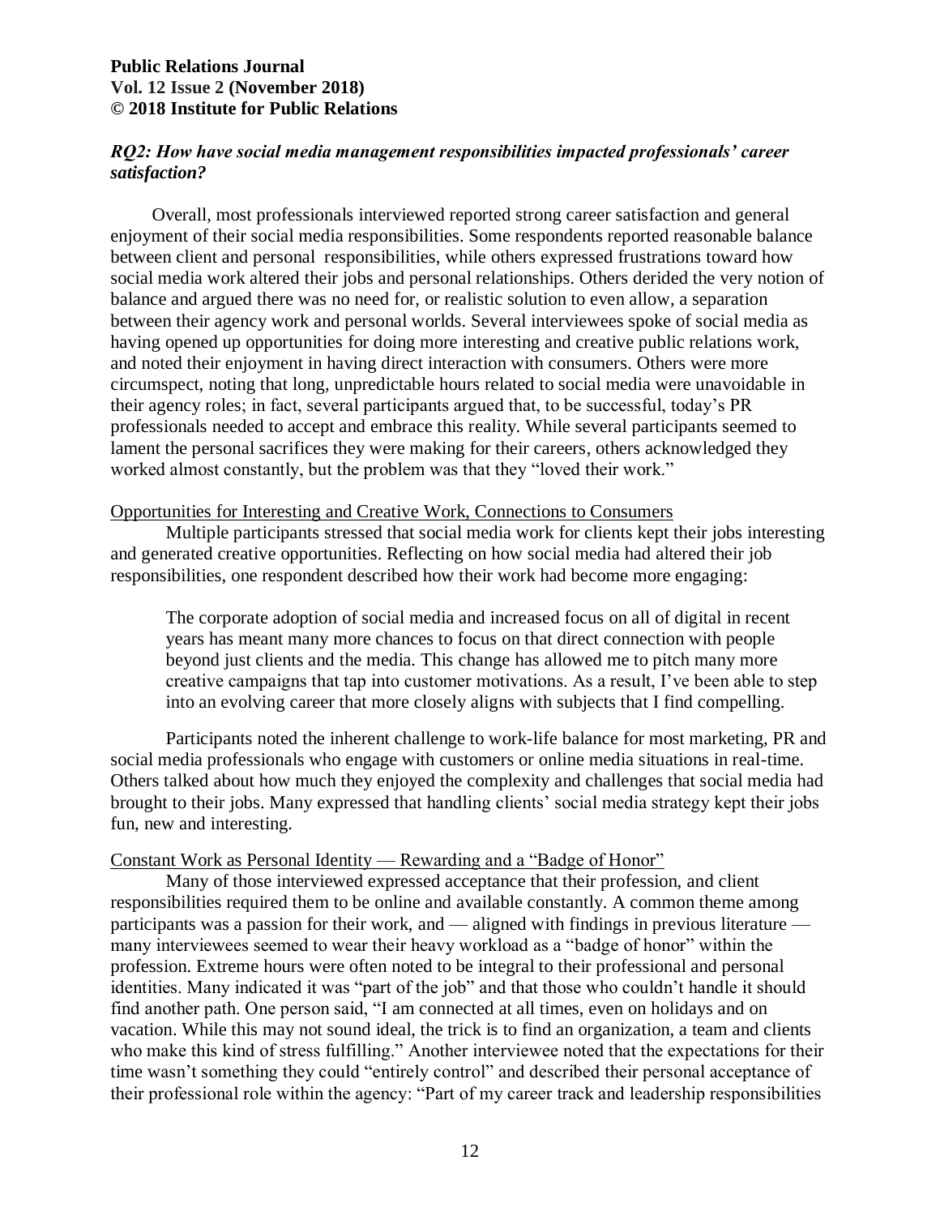### *RQ2: How have social media management responsibilities impacted professionals' career satisfaction?*

Overall, most professionals interviewed reported strong career satisfaction and general enjoyment of their social media responsibilities. Some respondents reported reasonable balance between client and personal responsibilities, while others expressed frustrations toward how social media work altered their jobs and personal relationships. Others derided the very notion of balance and argued there was no need for, or realistic solution to even allow, a separation between their agency work and personal worlds. Several interviewees spoke of social media as having opened up opportunities for doing more interesting and creative public relations work, and noted their enjoyment in having direct interaction with consumers. Others were more circumspect, noting that long, unpredictable hours related to social media were unavoidable in their agency roles; in fact, several participants argued that, to be successful, today's PR professionals needed to accept and embrace this reality. While several participants seemed to lament the personal sacrifices they were making for their careers, others acknowledged they worked almost constantly, but the problem was that they "loved their work."

#### Opportunities for Interesting and Creative Work, Connections to Consumers

Multiple participants stressed that social media work for clients kept their jobs interesting and generated creative opportunities. Reflecting on how social media had altered their job responsibilities, one respondent described how their work had become more engaging:

> The corporate adoption of social media and increased focus on all of digital in recent years has meant many more chances to focus on that direct connection with people beyond just clients and the media. This change has allowed me to pitch many more creative campaigns that tap into customer motivations. As a result, I've been able to step into an evolving career that more closely aligns with subjects that I find compelling.

Participants noted the inherent challenge to work-life balance for most marketing, PR and social media professionals who engage with customers or online media situations in real-time. Others talked about how much they enjoyed the complexity and challenges that social media had brought to their jobs. Many expressed that handling clients' social media strategy kept their jobs fun, new and interesting.

#### Constant Work as Personal Identity — Rewarding and a "Badge of Honor"

Many of those interviewed expressed acceptance that their profession, and client responsibilities required them to be online and available constantly. A common theme among participants was a passion for their work, and — aligned with findings in previous literature — many interviewees seemed to wear their heavy workload as a "badge of honor" within the profession. Extreme hours were often noted to be integral to their professional and personal identities. Many indicated it was "part of the job" and that those who couldn't handle it should find another path. One person said, "I am connected at all times, even on holidays and on vacation. While this may not sound ideal, the trick is to find an organization, a team and clients who make this kind of stress fulfilling." Another interviewee noted that the expectations for their time wasn't something they could "entirely control" and described their personal acceptance of their professional role within the agency: "Part of my career track and leadership responsibilities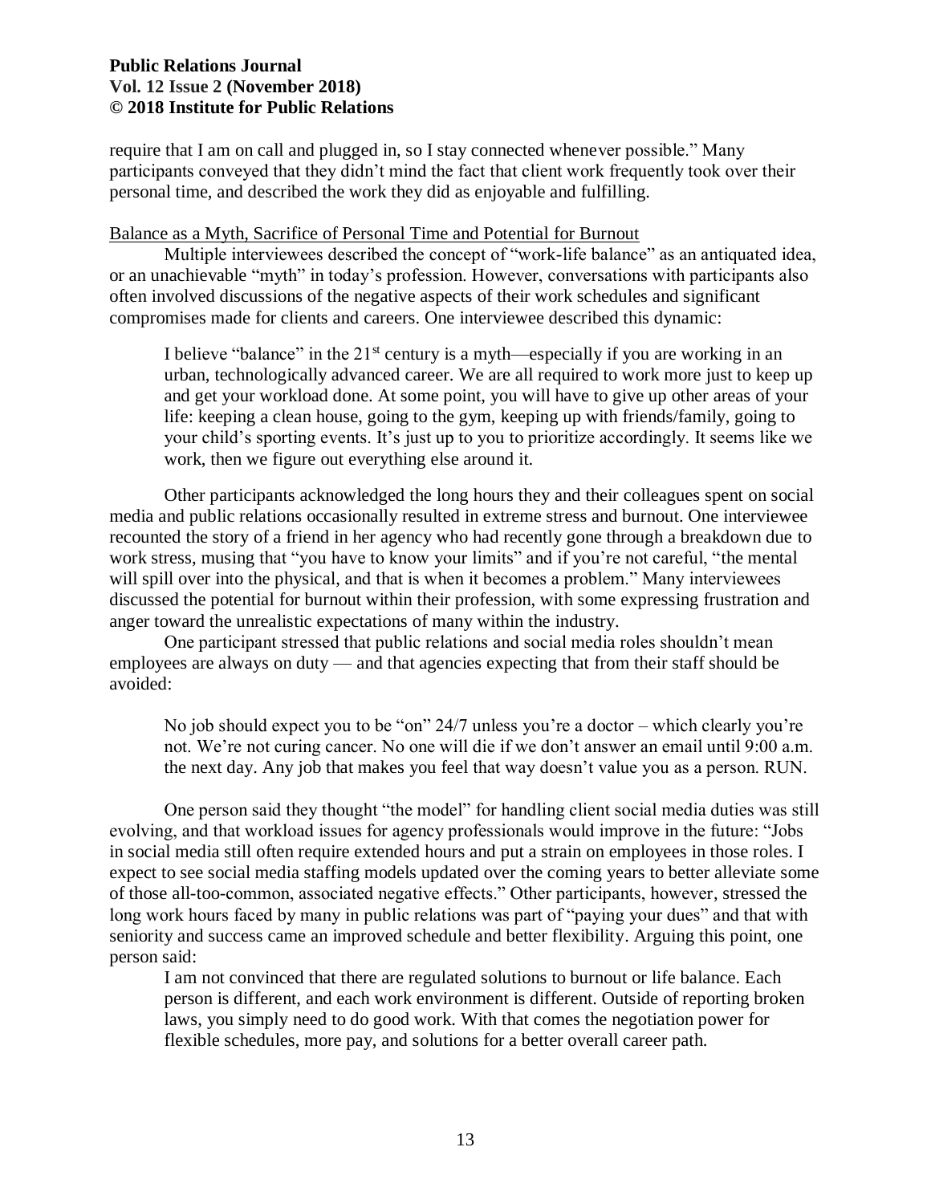require that I am on call and plugged in, so I stay connected whenever possible." Many participants conveyed that they didn't mind the fact that client work frequently took over their personal time, and described the work they did as enjoyable and fulfilling.

### Balance as a Myth, Sacrifice of Personal Time and Potential for Burnout

Multiple interviewees described the concept of "work-life balance" as an antiquated idea, or an unachievable "myth" in today's profession. However, conversations with participants also often involved discussions of the negative aspects of their work schedules and significant compromises made for clients and careers. One interviewee described this dynamic:

> I believe "balance" in the 21st century is a myth—especially if you are working in an urban, technologically advanced career. We are all required to work more just to keep up and get your workload done. At some point, you will have to give up other areas of your life: keeping a clean house, going to the gym, keeping up with friends/family, going to your child's sporting events. It's just up to you to prioritize accordingly. It seems like we work, then we figure out everything else around it.

Other participants acknowledged the long hours they and their colleagues spent on social media and public relations occasionally resulted in extreme stress and burnout. One interviewee recounted the story of a friend in her agency who had recently gone through a breakdown due to work stress, musing that "you have to know your limits" and if you're not careful, "the mental will spill over into the physical, and that is when it becomes a problem." Many interviewees discussed the potential for burnout within their profession, with some expressing frustration and anger toward the unrealistic expectations of many within the industry.

One participant stressed that public relations and social media roles shouldn't mean employees are always on duty — and that agencies expecting that from their staff should be avoided:

> No job should expect you to be "on" 24/7 unless you're a doctor – which clearly you're not. We're not curing cancer. No one will die if we don't answer an email until 9:00 a.m. the next day. Any job that makes you feel that way doesn't value you as a person. RUN.

One person said they thought "the model" for handling client social media duties was still evolving, and that workload issues for agency professionals would improve in the future: "Jobs in social media still often require extended hours and put a strain on employees in those roles. I expect to see social media staffing models updated over the coming years to better alleviate some of those all-too-common, associated negative effects." Other participants, however, stressed the long work hours faced by many in public relations was part of "paying your dues" and that with seniority and success came an improved schedule and better flexibility. Arguing this point, one person said:

> I am not convinced that there are regulated solutions to burnout or life balance. Each person is different, and each work environment is different. Outside of reporting broken laws, you simply need to do good work. With that comes the negotiation power for flexible schedules, more pay, and solutions for a better overall career path.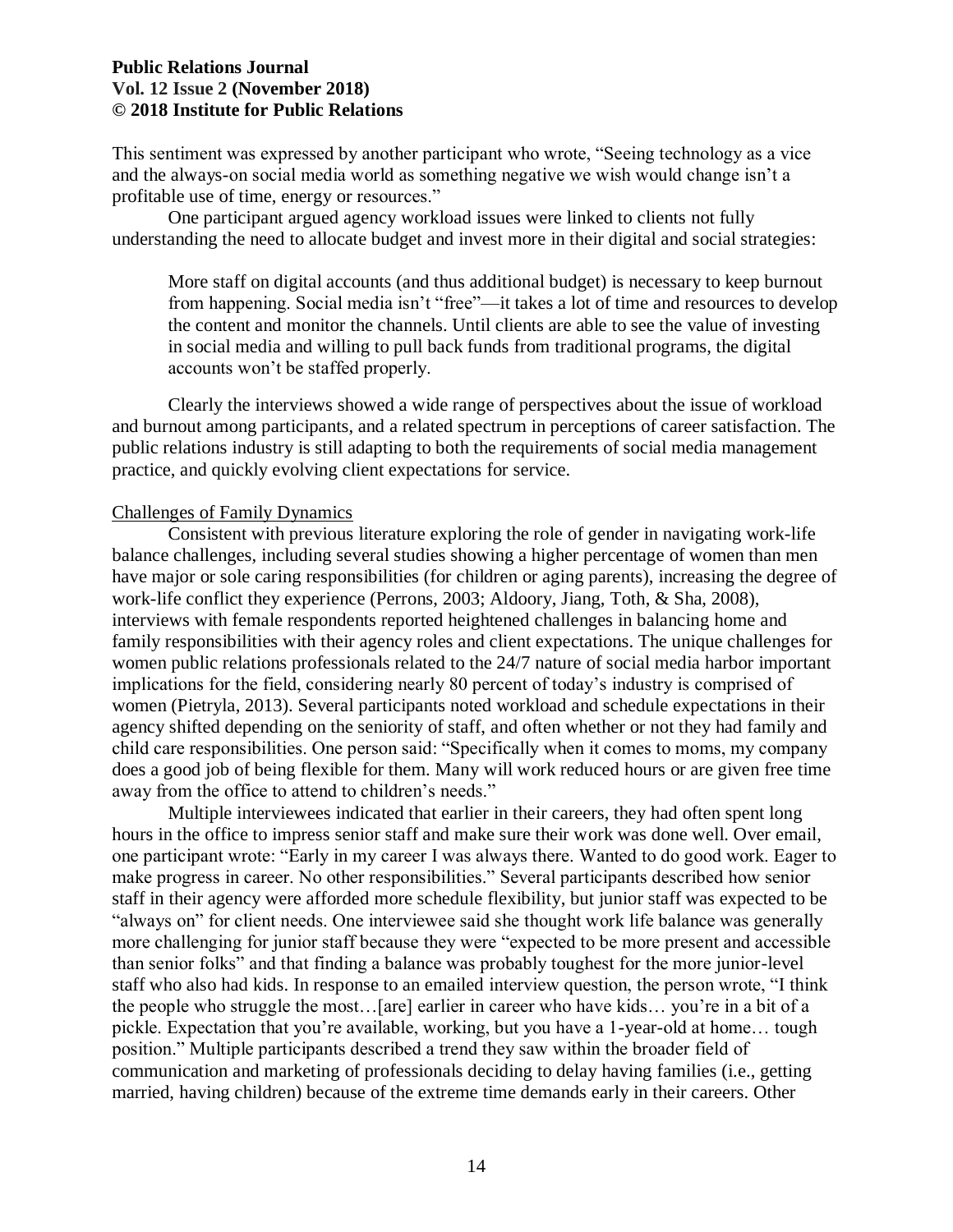This sentiment was expressed by another participant who wrote, "Seeing technology as a vice and the always-on social media world as something negative we wish would change isn't a profitable use of time, energy or resources."

One participant argued agency workload issues were linked to clients not fully understanding the need to allocate budget and invest more in their digital and social strategies:

> More staff on digital accounts (and thus additional budget) is necessary to keep burnout from happening. Social media isn't "free"—it takes a lot of time and resources to develop the content and monitor the channels. Until clients are able to see the value of investing in social media and willing to pull back funds from traditional programs, the digital accounts won't be staffed properly.

Clearly the interviews showed a wide range of perspectives about the issue of workload and burnout among participants, and a related spectrum in perceptions of career satisfaction. The public relations industry is still adapting to both the requirements of social media management practice, and quickly evolving client expectations for service.

### Challenges of Family Dynamics

Consistent with previous literature exploring the role of gender in navigating work-life balance challenges, including several studies showing a higher percentage of women than men have major or sole caring responsibilities (for children or aging parents), increasing the degree of work-life conflict they experience (Perrons, 2003; Aldoory, Jiang, Toth, & Sha, 2008), interviews with female respondents reported heightened challenges in balancing home and family responsibilities with their agency roles and client expectations. The unique challenges for women public relations professionals related to the 24/7 nature of social media harbor important implications for the field, considering nearly 80 percent of today's industry is comprised of women (Pietryla, 2013). Several participants noted workload and schedule expectations in their agency shifted depending on the seniority of staff, and often whether or not they had family and child care responsibilities. One person said: "Specifically when it comes to moms, my company does a good job of being flexible for them. Many will work reduced hours or are given free time away from the office to attend to children's needs."

Multiple interviewees indicated that earlier in their careers, they had often spent long hours in the office to impress senior staff and make sure their work was done well. Over email, one participant wrote: "Early in my career I was always there. Wanted to do good work. Eager to make progress in career. No other responsibilities." Several participants described how senior staff in their agency were afforded more schedule flexibility, but junior staff was expected to be "always on" for client needs. One interviewee said she thought work life balance was generally more challenging for junior staff because they were "expected to be more present and accessible than senior folks" and that finding a balance was probably toughest for the more junior-level staff who also had kids. In response to an emailed interview question, the person wrote, "I think the people who struggle the most…[are] earlier in career who have kids… you're in a bit of a pickle. Expectation that you're available, working, but you have a 1-year-old at home… tough position." Multiple participants described a trend they saw within the broader field of communication and marketing of professionals deciding to delay having families (i.e., getting married, having children) because of the extreme time demands early in their careers. Other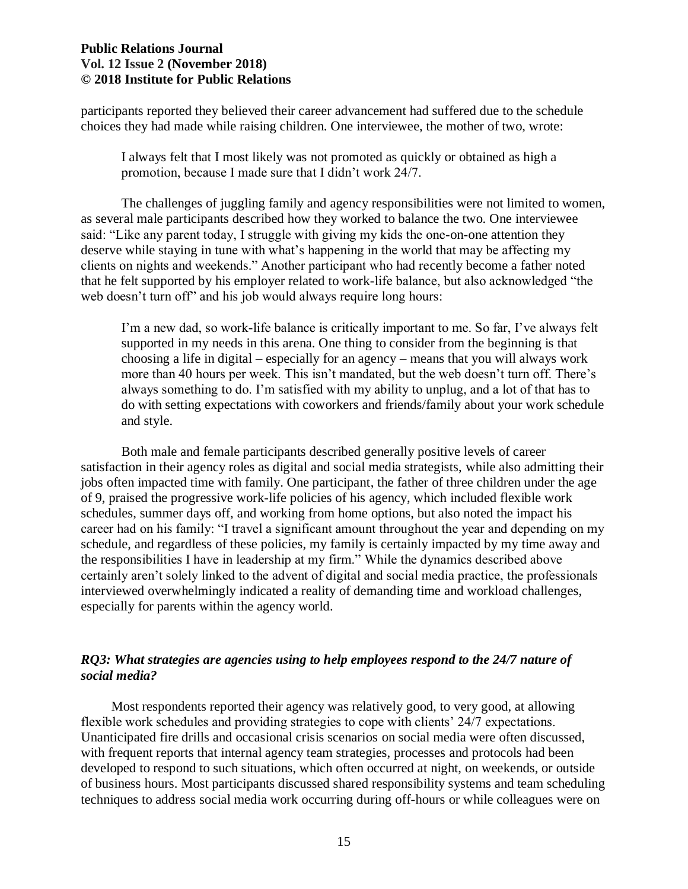participants reported they believed their career advancement had suffered due to the schedule choices they had made while raising children. One interviewee, the mother of two, wrote:

> I always felt that I most likely was not promoted as quickly or obtained as high a promotion, because I made sure that I didn't work 24/7.

The challenges of juggling family and agency responsibilities were not limited to women, as several male participants described how they worked to balance the two. One interviewee said: "Like any parent today, I struggle with giving my kids the one-on-one attention they deserve while staying in tune with what's happening in the world that may be affecting my clients on nights and weekends." Another participant who had recently become a father noted that he felt supported by his employer related to work-life balance, but also acknowledged "the web doesn't turn off" and his job would always require long hours:

> I'm a new dad, so work-life balance is critically important to me. So far, I've always felt supported in my needs in this arena. One thing to consider from the beginning is that choosing a life in digital – especially for an agency – means that you will always work more than 40 hours per week. This isn't mandated, but the web doesn't turn off. There's always something to do. I'm satisfied with my ability to unplug, and a lot of that has to do with setting expectations with coworkers and friends/family about your work schedule and style.

Both male and female participants described generally positive levels of career satisfaction in their agency roles as digital and social media strategists, while also admitting their jobs often impacted time with family. One participant, the father of three children under the age of 9, praised the progressive work-life policies of his agency, which included flexible work schedules, summer days off, and working from home options, but also noted the impact his career had on his family: "I travel a significant amount throughout the year and depending on my schedule, and regardless of these policies, my family is certainly impacted by my time away and the responsibilities I have in leadership at my firm." While the dynamics described above certainly aren't solely linked to the advent of digital and social media practice, the professionals interviewed overwhelmingly indicated a reality of demanding time and workload challenges, especially for parents within the agency world.

### *RQ3: What strategies are agencies using to help employees respond to the 24/7 nature of social media?*

Most respondents reported their agency was relatively good, to very good, at allowing flexible work schedules and providing strategies to cope with clients' 24/7 expectations. Unanticipated fire drills and occasional crisis scenarios on social media were often discussed, with frequent reports that internal agency team strategies, processes and protocols had been developed to respond to such situations, which often occurred at night, on weekends, or outside of business hours. Most participants discussed shared responsibility systems and team scheduling techniques to address social media work occurring during off-hours or while colleagues were on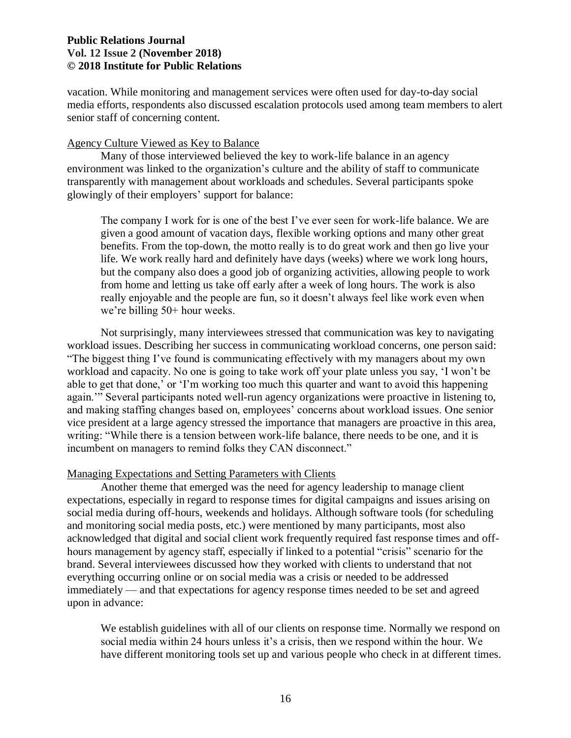vacation. While monitoring and management services were often used for day-to-day social media efforts, respondents also discussed escalation protocols used among team members to alert senior staff of concerning content.

### Agency Culture Viewed as Key to Balance

Many of those interviewed believed the key to work-life balance in an agency environment was linked to the organization's culture and the ability of staff to communicate transparently with management about workloads and schedules. Several participants spoke glowingly of their employers' support for balance:

> The company I work for is one of the best I've ever seen for work-life balance. We are given a good amount of vacation days, flexible working options and many other great benefits. From the top-down, the motto really is to do great work and then go live your life. We work really hard and definitely have days (weeks) where we work long hours, but the company also does a good job of organizing activities, allowing people to work from home and letting us take off early after a week of long hours. The work is also really enjoyable and the people are fun, so it doesn't always feel like work even when we're billing 50+ hour weeks.

Not surprisingly, many interviewees stressed that communication was key to navigating workload issues. Describing her success in communicating workload concerns, one person said: "The biggest thing I've found is communicating effectively with my managers about my own workload and capacity. No one is going to take work off your plate unless you say, 'I won't be able to get that done,' or 'I'm working too much this quarter and want to avoid this happening again.'" Several participants noted well-run agency organizations were proactive in listening to, and making staffing changes based on, employees' concerns about workload issues. One senior vice president at a large agency stressed the importance that managers are proactive in this area, writing: "While there is a tension between work-life balance, there needs to be one, and it is incumbent on managers to remind folks they CAN disconnect."

### Managing Expectations and Setting Parameters with Clients

Another theme that emerged was the need for agency leadership to manage client expectations, especially in regard to response times for digital campaigns and issues arising on social media during off-hours, weekends and holidays. Although software tools (for scheduling and monitoring social media posts, etc.) were mentioned by many participants, most also acknowledged that digital and social client work frequently required fast response times and off-hours management by agency staff, especially if linked to a potential "crisis" scenario for the brand. Several interviewees discussed how they worked with clients to understand that not everything occurring online or on social media was a crisis or needed to be addressed immediately — and that expectations for agency response times needed to be set and agreed upon in advance:

> We establish guidelines with all of our clients on response time. Normally we respond on social media within 24 hours unless it's a crisis, then we respond within the hour. We have different monitoring tools set up and various people who check in at different times.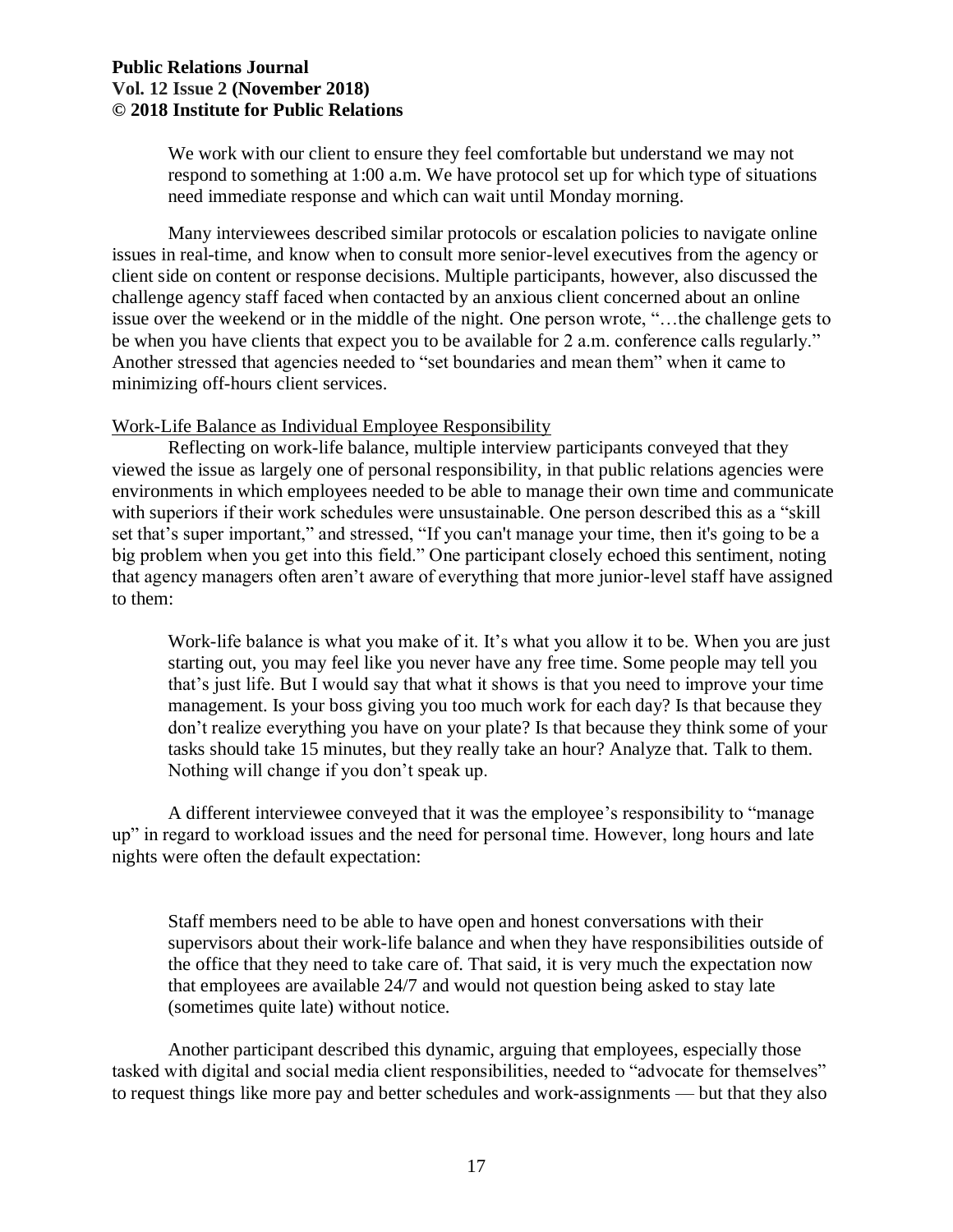> We work with our client to ensure they feel comfortable but understand we may not respond to something at 1:00 a.m. We have protocol set up for which type of situations need immediate response and which can wait until Monday morning.

Many interviewees described similar protocols or escalation policies to navigate online issues in real-time, and know when to consult more senior-level executives from the agency or client side on content or response decisions. Multiple participants, however, also discussed the challenge agency staff faced when contacted by an anxious client concerned about an online issue over the weekend or in the middle of the night. One person wrote, "…the challenge gets to be when you have clients that expect you to be available for 2 a.m. conference calls regularly." Another stressed that agencies needed to "set boundaries and mean them" when it came to minimizing off-hours client services.

### Work-Life Balance as Individual Employee Responsibility

Reflecting on work-life balance, multiple interview participants conveyed that they viewed the issue as largely one of personal responsibility, in that public relations agencies were environments in which employees needed to be able to manage their own time and communicate with superiors if their work schedules were unsustainable. One person described this as a "skill set that's super important," and stressed, "If you can't manage your time, then it's going to be a big problem when you get into this field." One participant closely echoed this sentiment, noting that agency managers often aren't aware of everything that more junior-level staff have assigned to them:

> Work-life balance is what you make of it. It's what you allow it to be. When you are just starting out, you may feel like you never have any free time. Some people may tell you that's just life. But I would say that what it shows is that you need to improve your time management. Is your boss giving you too much work for each day? Is that because they don't realize everything you have on your plate? Is that because they think some of your tasks should take 15 minutes, but they really take an hour? Analyze that. Talk to them. Nothing will change if you don't speak up.

A different interviewee conveyed that it was the employee's responsibility to "manage up" in regard to workload issues and the need for personal time. However, long hours and late nights were often the default expectation:

> Staff members need to be able to have open and honest conversations with their supervisors about their work-life balance and when they have responsibilities outside of the office that they need to take care of. That said, it is very much the expectation now that employees are available 24/7 and would not question being asked to stay late (sometimes quite late) without notice.

Another participant described this dynamic, arguing that employees, especially those tasked with digital and social media client responsibilities, needed to "advocate for themselves" to request things like more pay and better schedules and work-assignments — but that they also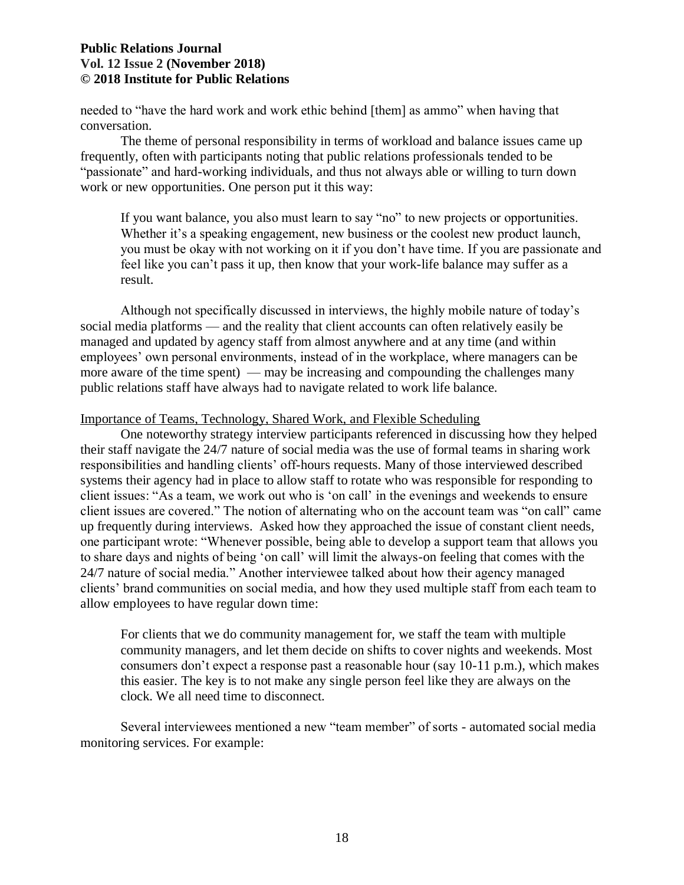needed to "have the hard work and work ethic behind [them] as ammo" when having that conversation.

The theme of personal responsibility in terms of workload and balance issues came up frequently, often with participants noting that public relations professionals tended to be "passionate" and hard-working individuals, and thus not always able or willing to turn down work or new opportunities. One person put it this way:

> If you want balance, you also must learn to say "no" to new projects or opportunities. Whether it's a speaking engagement, new business or the coolest new product launch, you must be okay with not working on it if you don't have time. If you are passionate and feel like you can't pass it up, then know that your work-life balance may suffer as a result.

Although not specifically discussed in interviews, the highly mobile nature of today's social media platforms — and the reality that client accounts can often relatively easily be managed and updated by agency staff from almost anywhere and at any time (and within employees' own personal environments, instead of in the workplace, where managers can be more aware of the time spent) — may be increasing and compounding the challenges many public relations staff have always had to navigate related to work life balance.

<u>Importance of Teams, Technology, Shared Work, and Flexible Scheduling</u>

One noteworthy strategy interview participants referenced in discussing how they helped their staff navigate the 24/7 nature of social media was the use of formal teams in sharing work responsibilities and handling clients' off-hours requests. Many of those interviewed described systems their agency had in place to allow staff to rotate who was responsible for responding to client issues: "As a team, we work out who is 'on call' in the evenings and weekends to ensure client issues are covered." The notion of alternating who on the account team was "on call" came up frequently during interviews. Asked how they approached the issue of constant client needs, one participant wrote: "Whenever possible, being able to develop a support team that allows you to share days and nights of being 'on call' will limit the always-on feeling that comes with the 24/7 nature of social media." Another interviewee talked about how their agency managed clients' brand communities on social media, and how they used multiple staff from each team to allow employees to have regular down time:

> For clients that we do community management for, we staff the team with multiple community managers, and let them decide on shifts to cover nights and weekends. Most consumers don't expect a response past a reasonable hour (say 10-11 p.m.), which makes this easier. The key is to not make any single person feel like they are always on the clock. We all need time to disconnect.

Several interviewees mentioned a new "team member" of sorts - automated social media monitoring services. For example: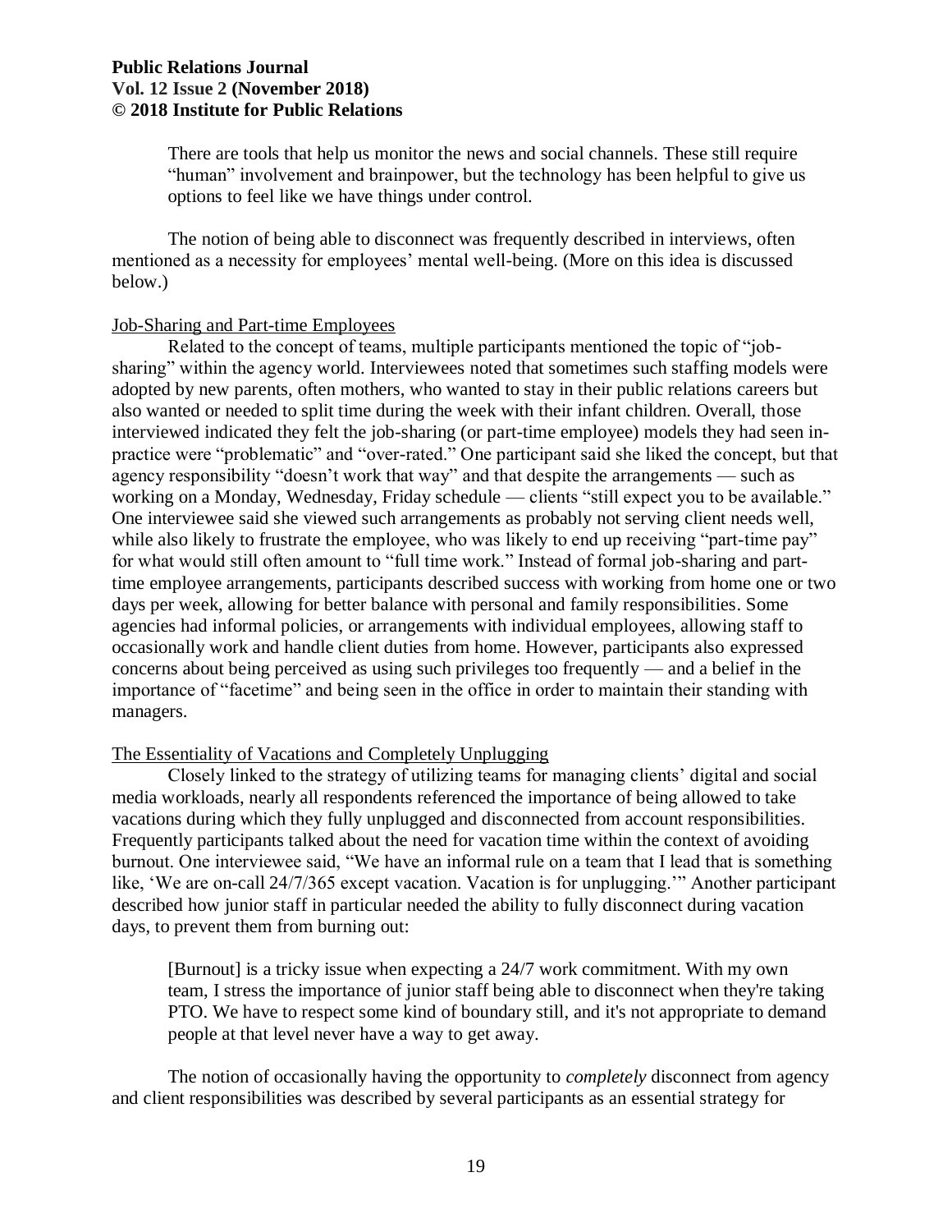> There are tools that help us monitor the news and social channels. These still require "human" involvement and brainpower, but the technology has been helpful to give us options to feel like we have things under control.

The notion of being able to disconnect was frequently described in interviews, often mentioned as a necessity for employees' mental well-being. (More on this idea is discussed below.)

### Job-Sharing and Part-time Employees

Related to the concept of teams, multiple participants mentioned the topic of "job-sharing" within the agency world. Interviewees noted that sometimes such staffing models were adopted by new parents, often mothers, who wanted to stay in their public relations careers but also wanted or needed to split time during the week with their infant children. Overall, those interviewed indicated they felt the job-sharing (or part-time employee) models they had seen in-practice were "problematic" and "over-rated." One participant said she liked the concept, but that agency responsibility "doesn't work that way" and that despite the arrangements — such as working on a Monday, Wednesday, Friday schedule — clients "still expect you to be available." One interviewee said she viewed such arrangements as probably not serving client needs well, while also likely to frustrate the employee, who was likely to end up receiving "part-time pay" for what would still often amount to "full time work." Instead of formal job-sharing and part-time employee arrangements, participants described success with working from home one or two days per week, allowing for better balance with personal and family responsibilities. Some agencies had informal policies, or arrangements with individual employees, allowing staff to occasionally work and handle client duties from home. However, participants also expressed concerns about being perceived as using such privileges too frequently — and a belief in the importance of "facetime" and being seen in the office in order to maintain their standing with managers.

### The Essentiality of Vacations and Completely Unplugging

Closely linked to the strategy of utilizing teams for managing clients' digital and social media workloads, nearly all respondents referenced the importance of being allowed to take vacations during which they fully unplugged and disconnected from account responsibilities. Frequently participants talked about the need for vacation time within the context of avoiding burnout. One interviewee said, "We have an informal rule on a team that I lead that is something like, 'We are on-call 24/7/365 except vacation. Vacation is for unplugging.'" Another participant described how junior staff in particular needed the ability to fully disconnect during vacation days, to prevent them from burning out:

> [Burnout] is a tricky issue when expecting a 24/7 work commitment. With my own team, I stress the importance of junior staff being able to disconnect when they're taking PTO. We have to respect some kind of boundary still, and it's not appropriate to demand people at that level never have a way to get away.

The notion of occasionally having the opportunity to *completely* disconnect from agency and client responsibilities was described by several participants as an essential strategy for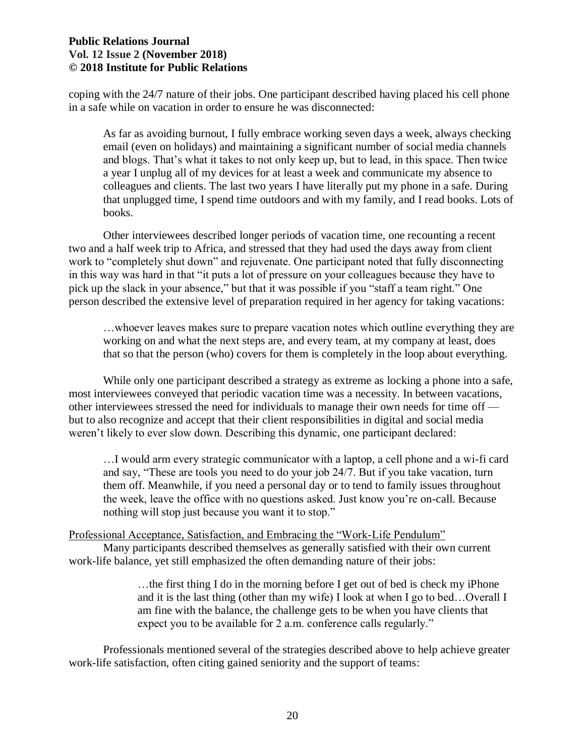coping with the 24/7 nature of their jobs. One participant described having placed his cell phone in a safe while on vacation in order to ensure he was disconnected:

> As far as avoiding burnout, I fully embrace working seven days a week, always checking email (even on holidays) and maintaining a significant number of social media channels and blogs. That's what it takes to not only keep up, but to lead, in this space. Then twice a year I unplug all of my devices for at least a week and communicate my absence to colleagues and clients. The last two years I have literally put my phone in a safe. During that unplugged time, I spend time outdoors and with my family, and I read books. Lots of books.

Other interviewees described longer periods of vacation time, one recounting a recent two and a half week trip to Africa, and stressed that they had used the days away from client work to "completely shut down" and rejuvenate. One participant noted that fully disconnecting in this way was hard in that "it puts a lot of pressure on your colleagues because they have to pick up the slack in your absence," but that it was possible if you "staff a team right." One person described the extensive level of preparation required in her agency for taking vacations:

> …whoever leaves makes sure to prepare vacation notes which outline everything they are working on and what the next steps are, and every team, at my company at least, does that so that the person (who) covers for them is completely in the loop about everything.

While only one participant described a strategy as extreme as locking a phone into a safe, most interviewees conveyed that periodic vacation time was a necessity. In between vacations, other interviewees stressed the need for individuals to manage their own needs for time off — but to also recognize and accept that their client responsibilities in digital and social media weren't likely to ever slow down. Describing this dynamic, one participant declared:

> …I would arm every strategic communicator with a laptop, a cell phone and a wi-fi card and say, "These are tools you need to do your job 24/7. But if you take vacation, turn them off. Meanwhile, if you need a personal day or to tend to family issues throughout the week, leave the office with no questions asked. Just know you're on-call. Because nothing will stop just because you want it to stop."

<u>Professional Acceptance, Satisfaction, and Embracing the "Work-Life Pendulum"</u>

Many participants described themselves as generally satisfied with their own current work-life balance, yet still emphasized the often demanding nature of their jobs:

> …the first thing I do in the morning before I get out of bed is check my iPhone and it is the last thing (other than my wife) I look at when I go to bed…Overall I am fine with the balance, the challenge gets to be when you have clients that expect you to be available for 2 a.m. conference calls regularly."

Professionals mentioned several of the strategies described above to help achieve greater work-life satisfaction, often citing gained seniority and the support of teams: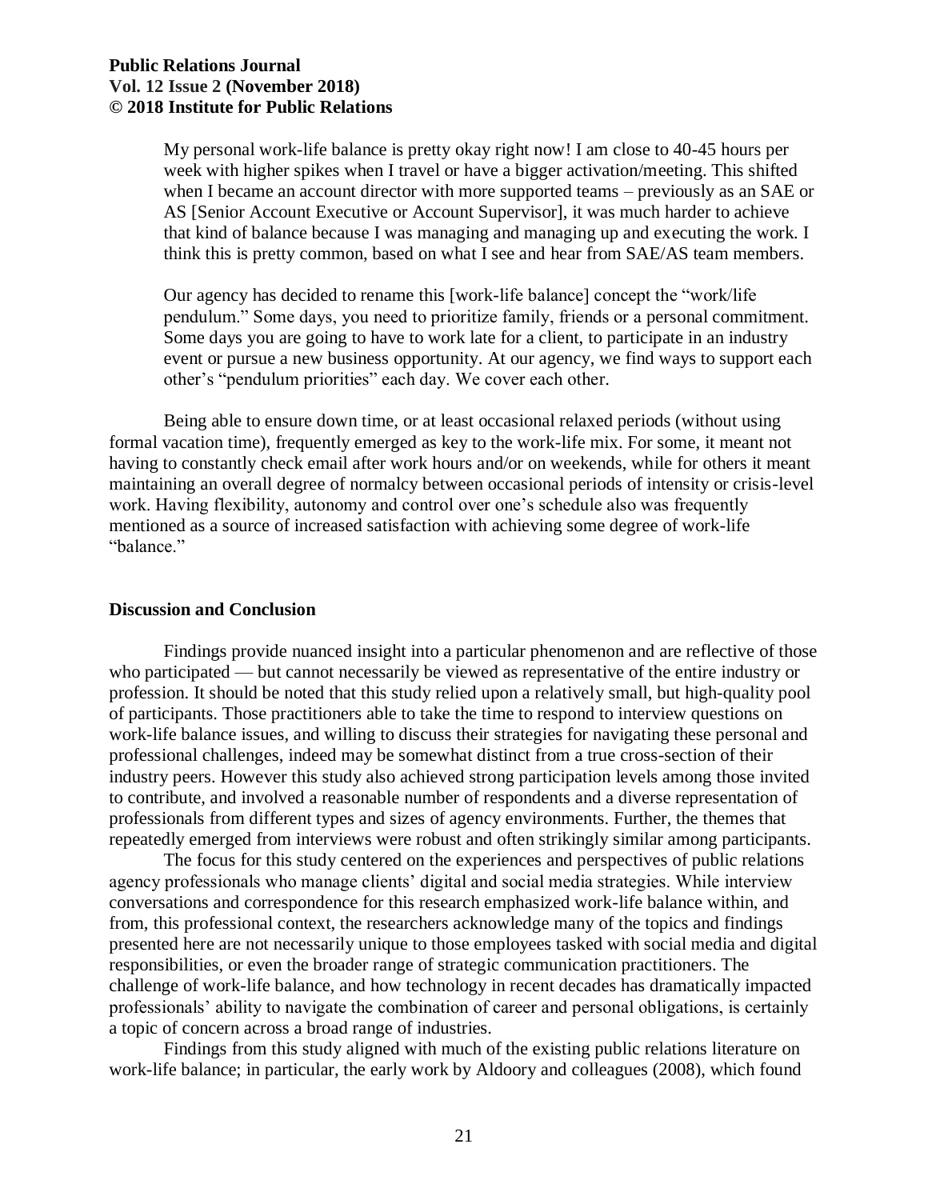> My personal work-life balance is pretty okay right now! I am close to 40-45 hours per week with higher spikes when I travel or have a bigger activation/meeting. This shifted when I became an account director with more supported teams – previously as an SAE or AS [Senior Account Executive or Account Supervisor], it was much harder to achieve that kind of balance because I was managing and managing up and executing the work. I think this is pretty common, based on what I see and hear from SAE/AS team members.
>
> Our agency has decided to rename this [work-life balance] concept the "work/life pendulum." Some days, you need to prioritize family, friends or a personal commitment. Some days you are going to have to work late for a client, to participate in an industry event or pursue a new business opportunity. At our agency, we find ways to support each other's "pendulum priorities" each day. We cover each other.

Being able to ensure down time, or at least occasional relaxed periods (without using formal vacation time), frequently emerged as key to the work-life mix. For some, it meant not having to constantly check email after work hours and/or on weekends, while for others it meant maintaining an overall degree of normalcy between occasional periods of intensity or crisis-level work. Having flexibility, autonomy and control over one's schedule also was frequently mentioned as a source of increased satisfaction with achieving some degree of work-life "balance."

## Discussion and Conclusion

Findings provide nuanced insight into a particular phenomenon and are reflective of those who participated — but cannot necessarily be viewed as representative of the entire industry or profession. It should be noted that this study relied upon a relatively small, but high-quality pool of participants. Those practitioners able to take the time to respond to interview questions on work-life balance issues, and willing to discuss their strategies for navigating these personal and professional challenges, indeed may be somewhat distinct from a true cross-section of their industry peers. However this study also achieved strong participation levels among those invited to contribute, and involved a reasonable number of respondents and a diverse representation of professionals from different types and sizes of agency environments. Further, the themes that repeatedly emerged from interviews were robust and often strikingly similar among participants.

The focus for this study centered on the experiences and perspectives of public relations agency professionals who manage clients' digital and social media strategies. While interview conversations and correspondence for this research emphasized work-life balance within, and from, this professional context, the researchers acknowledge many of the topics and findings presented here are not necessarily unique to those employees tasked with social media and digital responsibilities, or even the broader range of strategic communication practitioners. The challenge of work-life balance, and how technology in recent decades has dramatically impacted professionals' ability to navigate the combination of career and personal obligations, is certainly a topic of concern across a broad range of industries.

Findings from this study aligned with much of the existing public relations literature on work-life balance; in particular, the early work by Aldoory and colleagues (2008), which found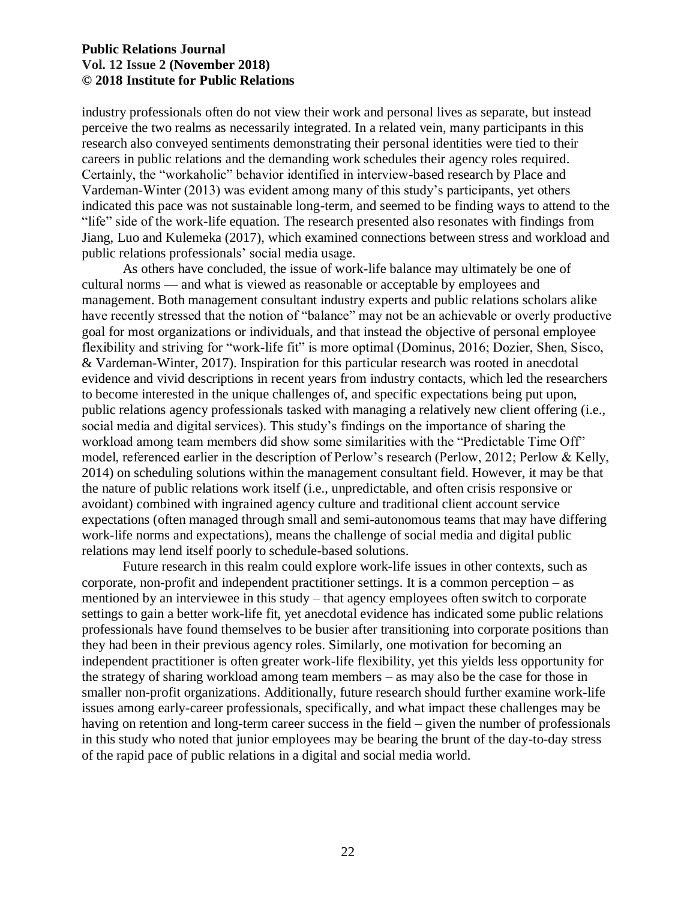industry professionals often do not view their work and personal lives as separate, but instead perceive the two realms as necessarily integrated. In a related vein, many participants in this research also conveyed sentiments demonstrating their personal identities were tied to their careers in public relations and the demanding work schedules their agency roles required. Certainly, the "workaholic" behavior identified in interview-based research by Place and Vardeman-Winter (2013) was evident among many of this study's participants, yet others indicated this pace was not sustainable long-term, and seemed to be finding ways to attend to the "life" side of the work-life equation. The research presented also resonates with findings from Jiang, Luo and Kulemeka (2017), which examined connections between stress and workload and public relations professionals' social media usage.

As others have concluded, the issue of work-life balance may ultimately be one of cultural norms — and what is viewed as reasonable or acceptable by employees and management. Both management consultant industry experts and public relations scholars alike have recently stressed that the notion of "balance" may not be an achievable or overly productive goal for most organizations or individuals, and that instead the objective of personal employee flexibility and striving for "work-life fit" is more optimal (Dominus, 2016; Dozier, Shen, Sisco, & Vardeman-Winter, 2017). Inspiration for this particular research was rooted in anecdotal evidence and vivid descriptions in recent years from industry contacts, which led the researchers to become interested in the unique challenges of, and specific expectations being put upon, public relations agency professionals tasked with managing a relatively new client offering (i.e., social media and digital services). This study's findings on the importance of sharing the workload among team members did show some similarities with the "Predictable Time Off" model, referenced earlier in the description of Perlow's research (Perlow, 2012; Perlow & Kelly, 2014) on scheduling solutions within the management consultant field. However, it may be that the nature of public relations work itself (i.e., unpredictable, and often crisis responsive or avoidant) combined with ingrained agency culture and traditional client account service expectations (often managed through small and semi-autonomous teams that may have differing work-life norms and expectations), means the challenge of social media and digital public relations may lend itself poorly to schedule-based solutions.

Future research in this realm could explore work-life issues in other contexts, such as corporate, non-profit and independent practitioner settings. It is a common perception – as mentioned by an interviewee in this study – that agency employees often switch to corporate settings to gain a better work-life fit, yet anecdotal evidence has indicated some public relations professionals have found themselves to be busier after transitioning into corporate positions than they had been in their previous agency roles. Similarly, one motivation for becoming an independent practitioner is often greater work-life flexibility, yet this yields less opportunity for the strategy of sharing workload among team members – as may also be the case for those in smaller non-profit organizations. Additionally, future research should further examine work-life issues among early-career professionals, specifically, and what impact these challenges may be having on retention and long-term career success in the field – given the number of professionals in this study who noted that junior employees may be bearing the brunt of the day-to-day stress of the rapid pace of public relations in a digital and social media world.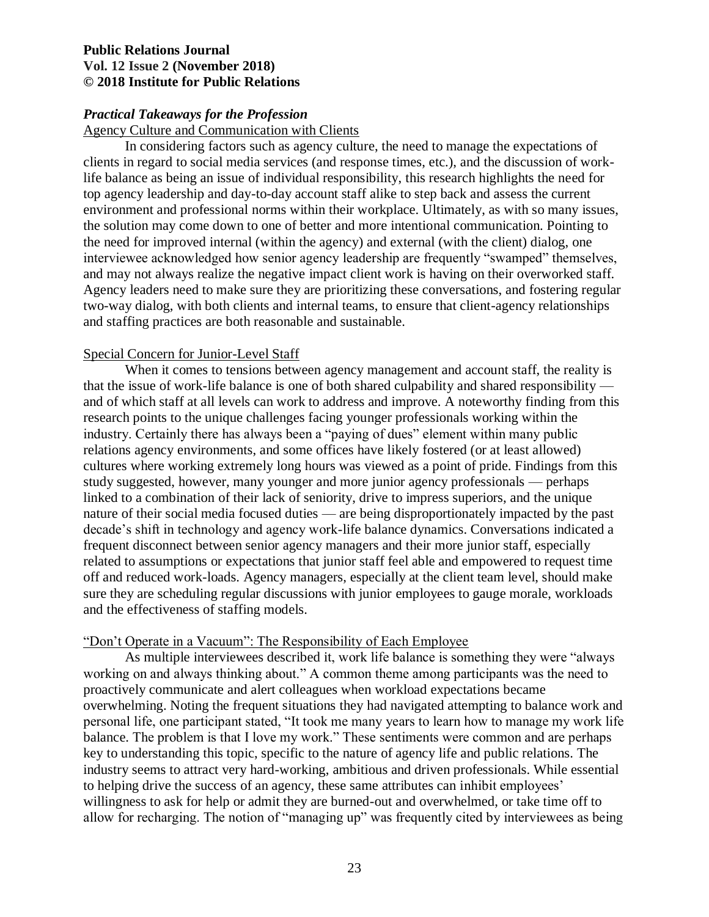### *Practical Takeaways for the Profession*

#### Agency Culture and Communication with Clients

In considering factors such as agency culture, the need to manage the expectations of clients in regard to social media services (and response times, etc.), and the discussion of work-life balance as being an issue of individual responsibility, this research highlights the need for top agency leadership and day-to-day account staff alike to step back and assess the current environment and professional norms within their workplace. Ultimately, as with so many issues, the solution may come down to one of better and more intentional communication. Pointing to the need for improved internal (within the agency) and external (with the client) dialog, one interviewee acknowledged how senior agency leadership are frequently "swamped" themselves, and may not always realize the negative impact client work is having on their overworked staff. Agency leaders need to make sure they are prioritizing these conversations, and fostering regular two-way dialog, with both clients and internal teams, to ensure that client-agency relationships and staffing practices are both reasonable and sustainable.

#### Special Concern for Junior-Level Staff

When it comes to tensions between agency management and account staff, the reality is that the issue of work-life balance is one of both shared culpability and shared responsibility — and of which staff at all levels can work to address and improve. A noteworthy finding from this research points to the unique challenges facing younger professionals working within the industry. Certainly there has always been a "paying of dues" element within many public relations agency environments, and some offices have likely fostered (or at least allowed) cultures where working extremely long hours was viewed as a point of pride. Findings from this study suggested, however, many younger and more junior agency professionals — perhaps linked to a combination of their lack of seniority, drive to impress superiors, and the unique nature of their social media focused duties — are being disproportionately impacted by the past decade's shift in technology and agency work-life balance dynamics. Conversations indicated a frequent disconnect between senior agency managers and their more junior staff, especially related to assumptions or expectations that junior staff feel able and empowered to request time off and reduced work-loads. Agency managers, especially at the client team level, should make sure they are scheduling regular discussions with junior employees to gauge morale, workloads and the effectiveness of staffing models.

#### "Don't Operate in a Vacuum": The Responsibility of Each Employee

As multiple interviewees described it, work life balance is something they were "always working on and always thinking about." A common theme among participants was the need to proactively communicate and alert colleagues when workload expectations became overwhelming. Noting the frequent situations they had navigated attempting to balance work and personal life, one participant stated, "It took me many years to learn how to manage my work life balance. The problem is that I love my work." These sentiments were common and are perhaps key to understanding this topic, specific to the nature of agency life and public relations. The industry seems to attract very hard-working, ambitious and driven professionals. While essential to helping drive the success of an agency, these same attributes can inhibit employees' willingness to ask for help or admit they are burned-out and overwhelmed, or take time off to allow for recharging. The notion of "managing up" was frequently cited by interviewees as being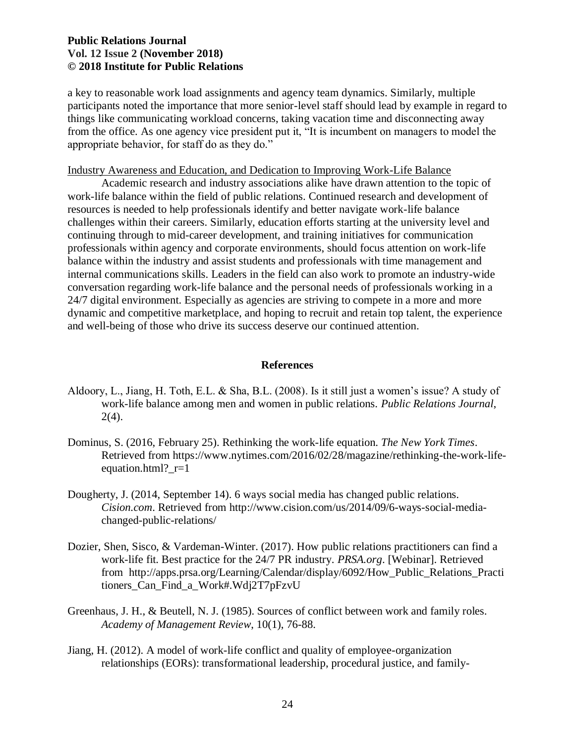a key to reasonable work load assignments and agency team dynamics. Similarly, multiple participants noted the importance that more senior-level staff should lead by example in regard to things like communicating workload concerns, taking vacation time and disconnecting away from the office. As one agency vice president put it, "It is incumbent on managers to model the appropriate behavior, for staff do as they do."

Industry Awareness and Education, and Dedication to Improving Work-Life Balance

Academic research and industry associations alike have drawn attention to the topic of work-life balance within the field of public relations. Continued research and development of resources is needed to help professionals identify and better navigate work-life balance challenges within their careers. Similarly, education efforts starting at the university level and continuing through to mid-career development, and training initiatives for communication professionals within agency and corporate environments, should focus attention on work-life balance within the industry and assist students and professionals with time management and internal communications skills. Leaders in the field can also work to promote an industry-wide conversation regarding work-life balance and the personal needs of professionals working in a 24/7 digital environment. Especially as agencies are striving to compete in a more and more dynamic and competitive marketplace, and hoping to recruit and retain top talent, the experience and well-being of those who drive its success deserve our continued attention.

## References

Aldoory, L., Jiang, H. Toth, E.L. & Sha, B.L. (2008). Is it still just a women's issue? A study of work-life balance among men and women in public relations. *Public Relations Journal*, 2(4).

Dominus, S. (2016, February 25). Rethinking the work-life equation. *The New York Times*. Retrieved from https://www.nytimes.com/2016/02/28/magazine/rethinking-the-work-life-equation.html?_r=1

Dougherty, J. (2014, September 14). 6 ways social media has changed public relations. *Cision.com*. Retrieved from http://www.cision.com/us/2014/09/6-ways-social-media-changed-public-relations/

Dozier, Shen, Sisco, & Vardeman-Winter. (2017). How public relations practitioners can find a work-life fit. Best practice for the 24/7 PR industry. *PRSA.org*. [Webinar]. Retrieved from http://apps.prsa.org/Learning/Calendar/display/6092/How_Public_Relations_Practitioners_Can_Find_a_Work#.Wdj2T7pFzvU

Greenhaus, J. H., & Beutell, N. J. (1985). Sources of conflict between work and family roles. *Academy of Management Review*, 10(1), 76-88.

Jiang, H. (2012). A model of work-life conflict and quality of employee-organization relationships (EORs): transformational leadership, procedural justice, and family-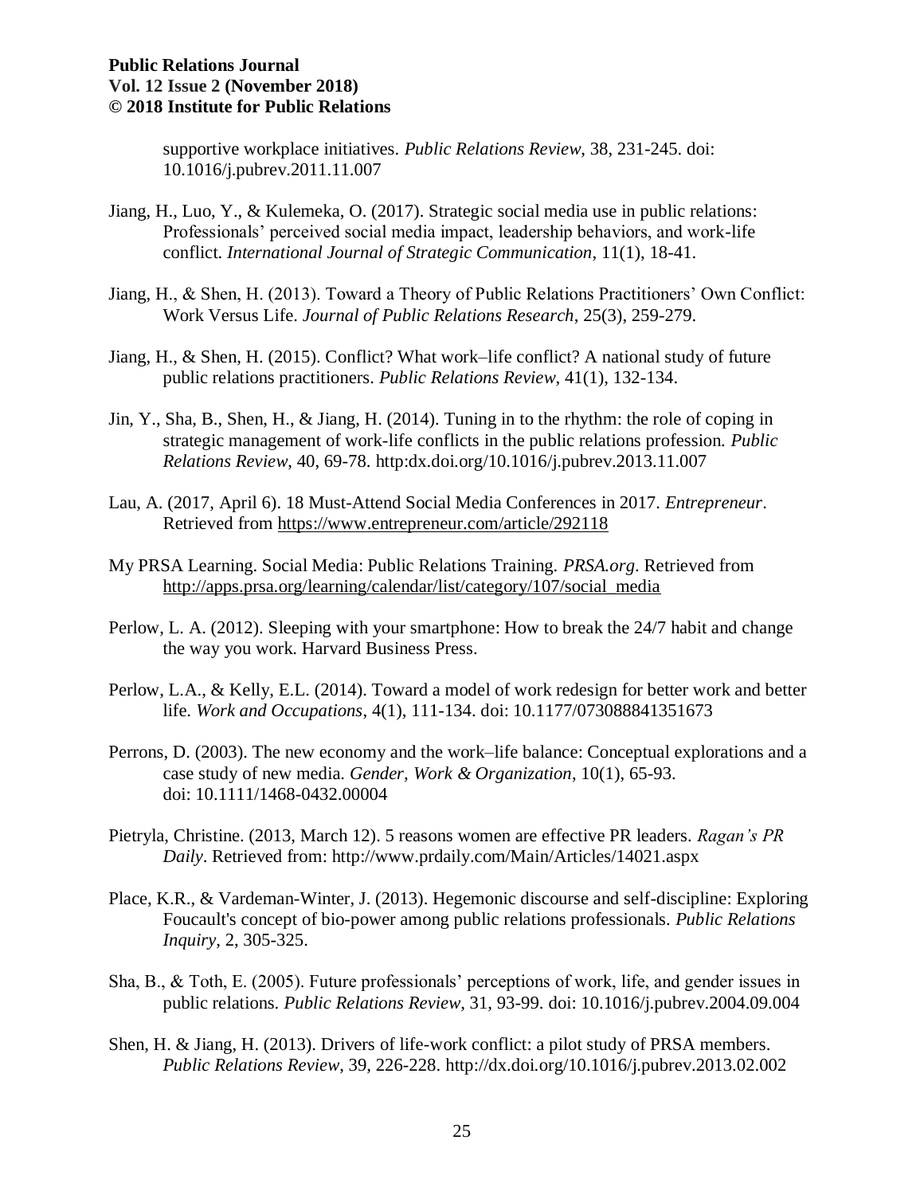supportive workplace initiatives. *Public Relations Review*, 38, 231-245. doi: 10.1016/j.pubrev.2011.11.007

Jiang, H., Luo, Y., & Kulemeka, O. (2017). Strategic social media use in public relations: Professionals' perceived social media impact, leadership behaviors, and work-life conflict. *International Journal of Strategic Communication*, 11(1), 18-41.

Jiang, H., & Shen, H. (2013). Toward a Theory of Public Relations Practitioners' Own Conflict: Work Versus Life. *Journal of Public Relations Research*, 25(3), 259-279.

Jiang, H., & Shen, H. (2015). Conflict? What work–life conflict? A national study of future public relations practitioners. *Public Relations Review*, 41(1), 132-134.

Jin, Y., Sha, B., Shen, H., & Jiang, H. (2014). Tuning in to the rhythm: the role of coping in strategic management of work-life conflicts in the public relations profession. *Public Relations Review*, 40, 69-78. http:dx.doi.org/10.1016/j.pubrev.2013.11.007

Lau, A. (2017, April 6). 18 Must-Attend Social Media Conferences in 2017. *Entrepreneur*. Retrieved from https://www.entrepreneur.com/article/292118

My PRSA Learning. Social Media: Public Relations Training. *PRSA.org*. Retrieved from http://apps.prsa.org/learning/calendar/list/category/107/social_media

Perlow, L. A. (2012). Sleeping with your smartphone: How to break the 24/7 habit and change the way you work. Harvard Business Press.

Perlow, L.A., & Kelly, E.L. (2014). Toward a model of work redesign for better work and better life. *Work and Occupations*, 4(1), 111-134. doi: 10.1177/073088841351673

Perrons, D. (2003). The new economy and the work–life balance: Conceptual explorations and a case study of new media. *Gender, Work & Organization*, 10(1), 65-93. doi: 10.1111/1468-0432.00004

Pietryla, Christine. (2013, March 12). 5 reasons women are effective PR leaders. *Ragan's PR Daily*. Retrieved from: http://www.prdaily.com/Main/Articles/14021.aspx

Place, K.R., & Vardeman-Winter, J. (2013). Hegemonic discourse and self-discipline: Exploring Foucault's concept of bio-power among public relations professionals. *Public Relations Inquiry*, 2, 305-325.

Sha, B., & Toth, E. (2005). Future professionals' perceptions of work, life, and gender issues in public relations. *Public Relations Review*, 31, 93-99. doi: 10.1016/j.pubrev.2004.09.004

Shen, H. & Jiang, H. (2013). Drivers of life-work conflict: a pilot study of PRSA members. *Public Relations Review*, 39, 226-228. http://dx.doi.org/10.1016/j.pubrev.2013.02.002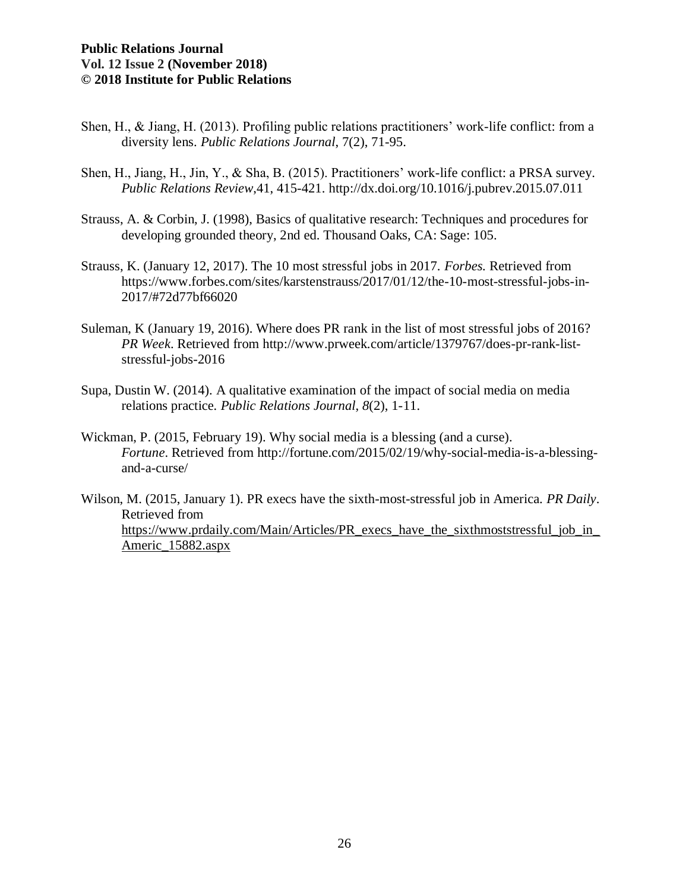Shen, H., & Jiang, H. (2013). Profiling public relations practitioners' work-life conflict: from a diversity lens. *Public Relations Journal*, 7(2), 71-95.

Shen, H., Jiang, H., Jin, Y., & Sha, B. (2015). Practitioners' work-life conflict: a PRSA survey. *Public Relations Review*,41, 415-421. http://dx.doi.org/10.1016/j.pubrev.2015.07.011

Strauss, A. & Corbin, J. (1998), Basics of qualitative research: Techniques and procedures for developing grounded theory, 2nd ed. Thousand Oaks, CA: Sage: 105.

Strauss, K. (January 12, 2017). The 10 most stressful jobs in 2017. *Forbes.* Retrieved from https://www.forbes.com/sites/karstenstrauss/2017/01/12/the-10-most-stressful-jobs-in-2017/#72d77bf66020

Suleman, K (January 19, 2016). Where does PR rank in the list of most stressful jobs of 2016? *PR Week*. Retrieved from http://www.prweek.com/article/1379767/does-pr-rank-list-stressful-jobs-2016

Supa, Dustin W. (2014). A qualitative examination of the impact of social media on media relations practice. *Public Relations Journal*, *8*(2), 1-11.

Wickman, P. (2015, February 19). Why social media is a blessing (and a curse). *Fortune*. Retrieved from http://fortune.com/2015/02/19/why-social-media-is-a-blessing-and-a-curse/

Wilson, M. (2015, January 1). PR execs have the sixth-most-stressful job in America. *PR Daily*. Retrieved from https://www.prdaily.com/Main/Articles/PR_execs_have_the_sixthmoststressful_job_in_Americ_15882.aspx